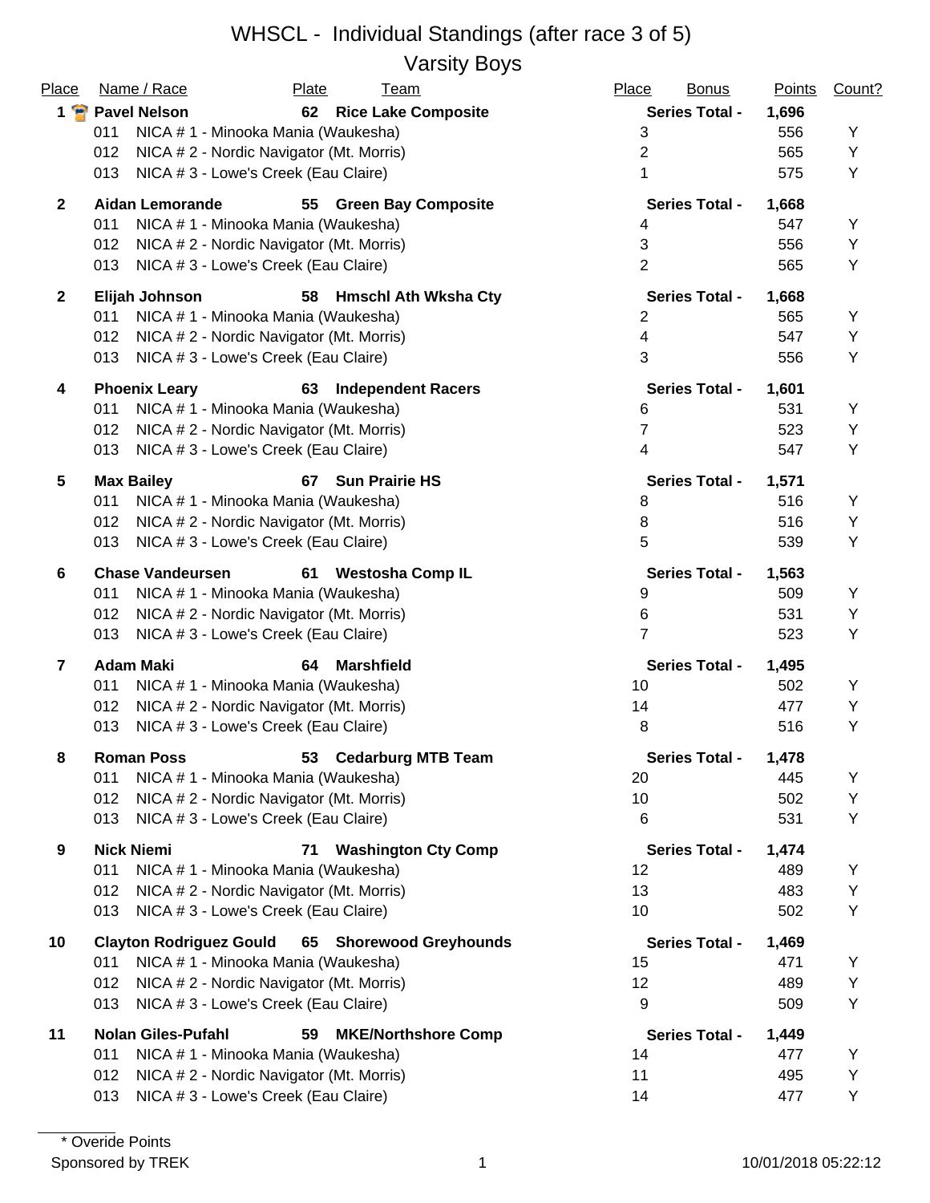# WHSCL - Individual Standings (after race 3 of 5)

## Varsity Boys

| Place | Name / Race | Plate | Team | Place | Bonus | Points | Count? |
|---|---|---|---|---|---|---|---|
| **1** | **Pavel Nelson** | **62** | **Rice Lake Composite** | **Series Total -** | | **1,696** | |
| | 011 NICA # 1 - Minooka Mania (Waukesha) | | | 3 | | 556 | Y |
| | 012 NICA # 2 - Nordic Navigator (Mt. Morris) | | | 2 | | 565 | Y |
| | 013 NICA # 3 - Lowe's Creek (Eau Claire) | | | 1 | | 575 | Y |
| **2** | **Aidan Lemorande** | **55** | **Green Bay Composite** | **Series Total -** | | **1,668** | |
| | 011 NICA # 1 - Minooka Mania (Waukesha) | | | 4 | | 547 | Y |
| | 012 NICA # 2 - Nordic Navigator (Mt. Morris) | | | 3 | | 556 | Y |
| | 013 NICA # 3 - Lowe's Creek (Eau Claire) | | | 2 | | 565 | Y |
| **2** | **Elijah Johnson** | **58** | **Hmschl Ath Wksha Cty** | **Series Total -** | | **1,668** | |
| | 011 NICA # 1 - Minooka Mania (Waukesha) | | | 2 | | 565 | Y |
| | 012 NICA # 2 - Nordic Navigator (Mt. Morris) | | | 4 | | 547 | Y |
| | 013 NICA # 3 - Lowe's Creek (Eau Claire) | | | 3 | | 556 | Y |
| **4** | **Phoenix Leary** | **63** | **Independent Racers** | **Series Total -** | | **1,601** | |
| | 011 NICA # 1 - Minooka Mania (Waukesha) | | | 6 | | 531 | Y |
| | 012 NICA # 2 - Nordic Navigator (Mt. Morris) | | | 7 | | 523 | Y |
| | 013 NICA # 3 - Lowe's Creek (Eau Claire) | | | 4 | | 547 | Y |
| **5** | **Max Bailey** | **67** | **Sun Prairie HS** | **Series Total -** | | **1,571** | |
| | 011 NICA # 1 - Minooka Mania (Waukesha) | | | 8 | | 516 | Y |
| | 012 NICA # 2 - Nordic Navigator (Mt. Morris) | | | 8 | | 516 | Y |
| | 013 NICA # 3 - Lowe's Creek (Eau Claire) | | | 5 | | 539 | Y |
| **6** | **Chase Vandeursen** | **61** | **Westosha Comp IL** | **Series Total -** | | **1,563** | |
| | 011 NICA # 1 - Minooka Mania (Waukesha) | | | 9 | | 509 | Y |
| | 012 NICA # 2 - Nordic Navigator (Mt. Morris) | | | 6 | | 531 | Y |
| | 013 NICA # 3 - Lowe's Creek (Eau Claire) | | | 7 | | 523 | Y |
| **7** | **Adam Maki** | **64** | **Marshfield** | **Series Total -** | | **1,495** | |
| | 011 NICA # 1 - Minooka Mania (Waukesha) | | | 10 | | 502 | Y |
| | 012 NICA # 2 - Nordic Navigator (Mt. Morris) | | | 14 | | 477 | Y |
| | 013 NICA # 3 - Lowe's Creek (Eau Claire) | | | 8 | | 516 | Y |
| **8** | **Roman Poss** | **53** | **Cedarburg MTB Team** | **Series Total -** | | **1,478** | |
| | 011 NICA # 1 - Minooka Mania (Waukesha) | | | 20 | | 445 | Y |
| | 012 NICA # 2 - Nordic Navigator (Mt. Morris) | | | 10 | | 502 | Y |
| | 013 NICA # 3 - Lowe's Creek (Eau Claire) | | | 6 | | 531 | Y |
| **9** | **Nick Niemi** | **71** | **Washington Cty Comp** | **Series Total -** | | **1,474** | |
| | 011 NICA # 1 - Minooka Mania (Waukesha) | | | 12 | | 489 | Y |
| | 012 NICA # 2 - Nordic Navigator (Mt. Morris) | | | 13 | | 483 | Y |
| | 013 NICA # 3 - Lowe's Creek (Eau Claire) | | | 10 | | 502 | Y |
| **10** | **Clayton Rodriguez Gould** | **65** | **Shorewood Greyhounds** | **Series Total -** | | **1,469** | |
| | 011 NICA # 1 - Minooka Mania (Waukesha) | | | 15 | | 471 | Y |
| | 012 NICA # 2 - Nordic Navigator (Mt. Morris) | | | 12 | | 489 | Y |
| | 013 NICA # 3 - Lowe's Creek (Eau Claire) | | | 9 | | 509 | Y |
| **11** | **Nolan Giles-Pufahl** | **59** | **MKE/Northshore Comp** | **Series Total -** | | **1,449** | |
| | 011 NICA # 1 - Minooka Mania (Waukesha) | | | 14 | | 477 | Y |
| | 012 NICA # 2 - Nordic Navigator (Mt. Morris) | | | 11 | | 495 | Y |
| | 013 NICA # 3 - Lowe's Creek (Eau Claire) | | | 14 | | 477 | Y |

\* Overide Points

Sponsored by TREK

10/01/2018 05:22:12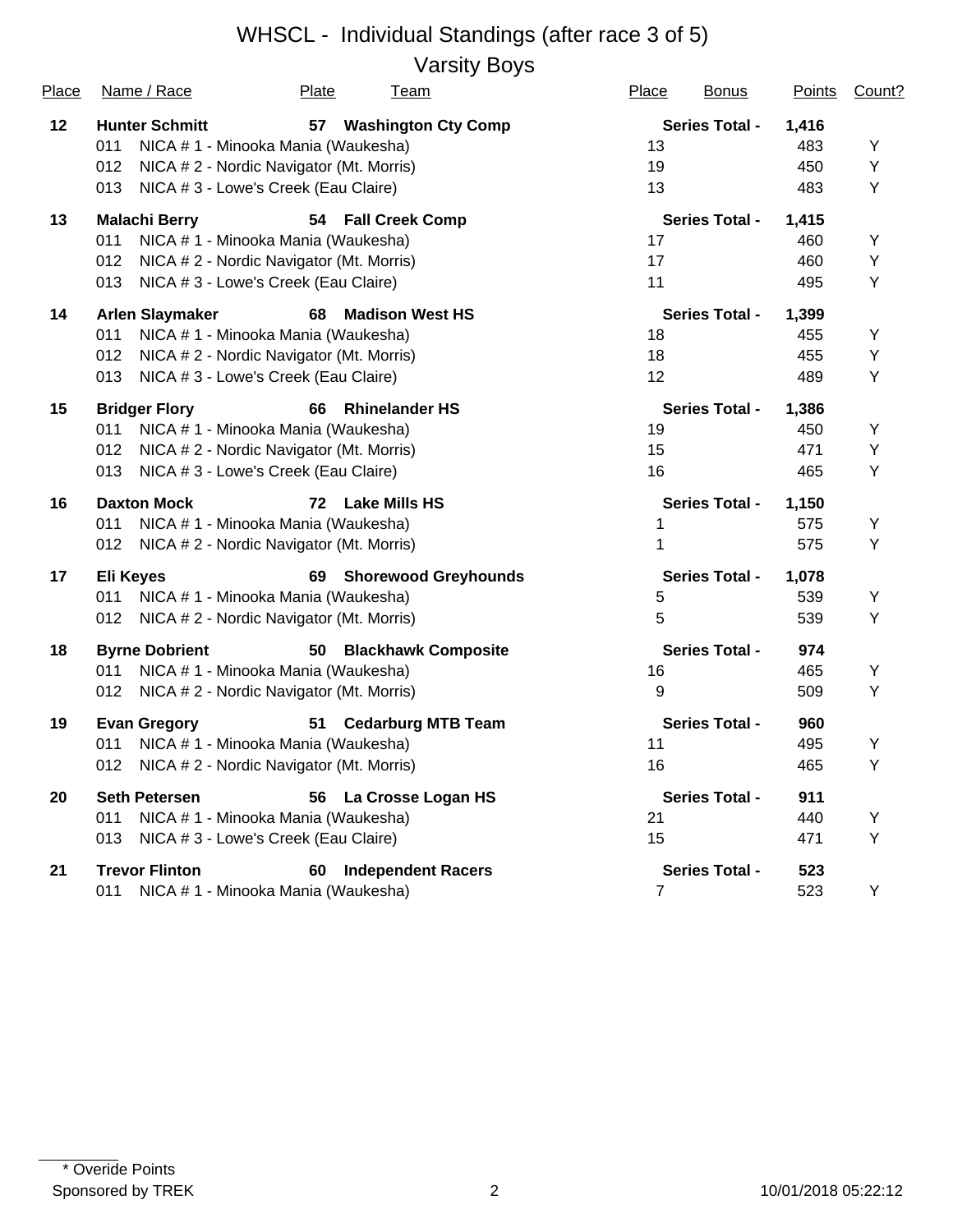# WHSCL - Individual Standings (after race 3 of 5)

## Varsity Boys

| Place | Name / Race | Plate | Team | Place | Bonus | Points | Count? |
|---|---|---|---|---|---|---|---|
| **12** | **Hunter Schmitt** | **57** | **Washington Cty Comp** | | **Series Total -** | **1,416** | |
| | 011 NICA # 1 - Minooka Mania (Waukesha) | | | 13 | | 483 | Y |
| | 012 NICA # 2 - Nordic Navigator (Mt. Morris) | | | 19 | | 450 | Y |
| | 013 NICA # 3 - Lowe's Creek (Eau Claire) | | | 13 | | 483 | Y |
| **13** | **Malachi Berry** | **54** | **Fall Creek Comp** | | **Series Total -** | **1,415** | |
| | 011 NICA # 1 - Minooka Mania (Waukesha) | | | 17 | | 460 | Y |
| | 012 NICA # 2 - Nordic Navigator (Mt. Morris) | | | 17 | | 460 | Y |
| | 013 NICA # 3 - Lowe's Creek (Eau Claire) | | | 11 | | 495 | Y |
| **14** | **Arlen Slaymaker** | **68** | **Madison West HS** | | **Series Total -** | **1,399** | |
| | 011 NICA # 1 - Minooka Mania (Waukesha) | | | 18 | | 455 | Y |
| | 012 NICA # 2 - Nordic Navigator (Mt. Morris) | | | 18 | | 455 | Y |
| | 013 NICA # 3 - Lowe's Creek (Eau Claire) | | | 12 | | 489 | Y |
| **15** | **Bridger Flory** | **66** | **Rhinelander HS** | | **Series Total -** | **1,386** | |
| | 011 NICA # 1 - Minooka Mania (Waukesha) | | | 19 | | 450 | Y |
| | 012 NICA # 2 - Nordic Navigator (Mt. Morris) | | | 15 | | 471 | Y |
| | 013 NICA # 3 - Lowe's Creek (Eau Claire) | | | 16 | | 465 | Y |
| **16** | **Daxton Mock** | **72** | **Lake Mills HS** | | **Series Total -** | **1,150** | |
| | 011 NICA # 1 - Minooka Mania (Waukesha) | | | 1 | | 575 | Y |
| | 012 NICA # 2 - Nordic Navigator (Mt. Morris) | | | 1 | | 575 | Y |
| **17** | **Eli Keyes** | **69** | **Shorewood Greyhounds** | | **Series Total -** | **1,078** | |
| | 011 NICA # 1 - Minooka Mania (Waukesha) | | | 5 | | 539 | Y |
| | 012 NICA # 2 - Nordic Navigator (Mt. Morris) | | | 5 | | 539 | Y |
| **18** | **Byrne Dobrient** | **50** | **Blackhawk Composite** | | **Series Total -** | **974** | |
| | 011 NICA # 1 - Minooka Mania (Waukesha) | | | 16 | | 465 | Y |
| | 012 NICA # 2 - Nordic Navigator (Mt. Morris) | | | 9 | | 509 | Y |
| **19** | **Evan Gregory** | **51** | **Cedarburg MTB Team** | | **Series Total -** | **960** | |
| | 011 NICA # 1 - Minooka Mania (Waukesha) | | | 11 | | 495 | Y |
| | 012 NICA # 2 - Nordic Navigator (Mt. Morris) | | | 16 | | 465 | Y |
| **20** | **Seth Petersen** | **56** | **La Crosse Logan HS** | | **Series Total -** | **911** | |
| | 011 NICA # 1 - Minooka Mania (Waukesha) | | | 21 | | 440 | Y |
| | 013 NICA # 3 - Lowe's Creek (Eau Claire) | | | 15 | | 471 | Y |
| **21** | **Trevor Flinton** | **60** | **Independent Racers** | | **Series Total -** | **523** | |
| | 011 NICA # 1 - Minooka Mania (Waukesha) | | | 7 | | 523 | Y |

\* Overide Points

Sponsored by TREK

10/01/2018 05:22:12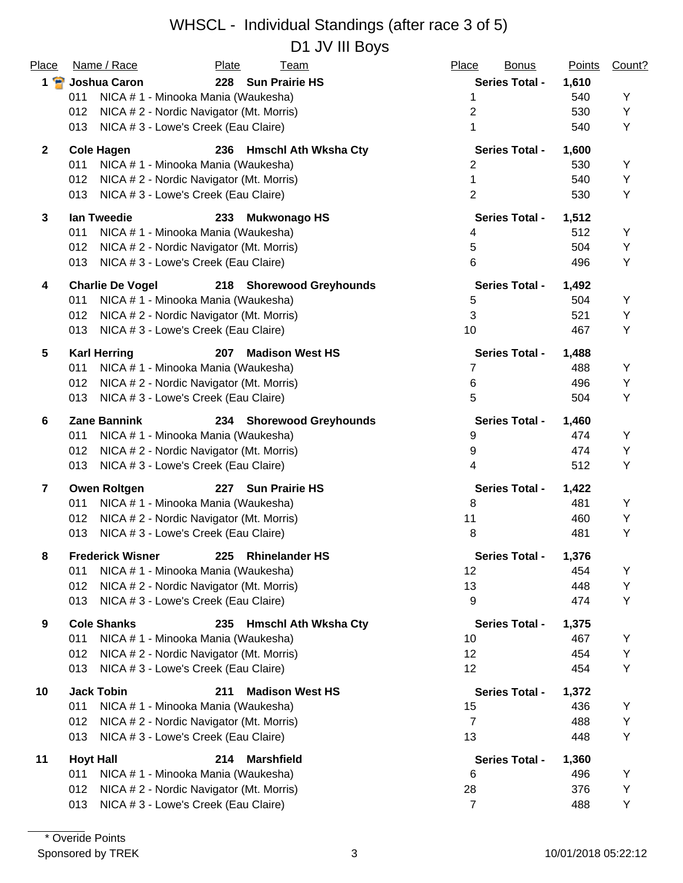# WHSCL - Individual Standings (after race 3 of 5)

## D1 JV III Boys

| Place | Name / Race | Plate | Team | Place | Bonus | Points | Count? |
|---|---|---|---|---|---|---|---|
| **1** | **Joshua Caron** | **228** | **Sun Prairie HS** | **Series Total -** | | **1,610** | |
| | 011 NICA # 1 - Minooka Mania (Waukesha) | | | 1 | | 540 | Y |
| | 012 NICA # 2 - Nordic Navigator (Mt. Morris) | | | 2 | | 530 | Y |
| | 013 NICA # 3 - Lowe's Creek (Eau Claire) | | | 1 | | 540 | Y |
| **2** | **Cole Hagen** | **236** | **Hmschl Ath Wksha Cty** | **Series Total -** | | **1,600** | |
| | 011 NICA # 1 - Minooka Mania (Waukesha) | | | 2 | | 530 | Y |
| | 012 NICA # 2 - Nordic Navigator (Mt. Morris) | | | 1 | | 540 | Y |
| | 013 NICA # 3 - Lowe's Creek (Eau Claire) | | | 2 | | 530 | Y |
| **3** | **Ian Tweedie** | **233** | **Mukwonago HS** | **Series Total -** | | **1,512** | |
| | 011 NICA # 1 - Minooka Mania (Waukesha) | | | 4 | | 512 | Y |
| | 012 NICA # 2 - Nordic Navigator (Mt. Morris) | | | 5 | | 504 | Y |
| | 013 NICA # 3 - Lowe's Creek (Eau Claire) | | | 6 | | 496 | Y |
| **4** | **Charlie De Vogel** | **218** | **Shorewood Greyhounds** | **Series Total -** | | **1,492** | |
| | 011 NICA # 1 - Minooka Mania (Waukesha) | | | 5 | | 504 | Y |
| | 012 NICA # 2 - Nordic Navigator (Mt. Morris) | | | 3 | | 521 | Y |
| | 013 NICA # 3 - Lowe's Creek (Eau Claire) | | | 10 | | 467 | Y |
| **5** | **Karl Herring** | **207** | **Madison West HS** | **Series Total -** | | **1,488** | |
| | 011 NICA # 1 - Minooka Mania (Waukesha) | | | 7 | | 488 | Y |
| | 012 NICA # 2 - Nordic Navigator (Mt. Morris) | | | 6 | | 496 | Y |
| | 013 NICA # 3 - Lowe's Creek (Eau Claire) | | | 5 | | 504 | Y |
| **6** | **Zane Bannink** | **234** | **Shorewood Greyhounds** | **Series Total -** | | **1,460** | |
| | 011 NICA # 1 - Minooka Mania (Waukesha) | | | 9 | | 474 | Y |
| | 012 NICA # 2 - Nordic Navigator (Mt. Morris) | | | 9 | | 474 | Y |
| | 013 NICA # 3 - Lowe's Creek (Eau Claire) | | | 4 | | 512 | Y |
| **7** | **Owen Roltgen** | **227** | **Sun Prairie HS** | **Series Total -** | | **1,422** | |
| | 011 NICA # 1 - Minooka Mania (Waukesha) | | | 8 | | 481 | Y |
| | 012 NICA # 2 - Nordic Navigator (Mt. Morris) | | | 11 | | 460 | Y |
| | 013 NICA # 3 - Lowe's Creek (Eau Claire) | | | 8 | | 481 | Y |
| **8** | **Frederick Wisner** | **225** | **Rhinelander HS** | **Series Total -** | | **1,376** | |
| | 011 NICA # 1 - Minooka Mania (Waukesha) | | | 12 | | 454 | Y |
| | 012 NICA # 2 - Nordic Navigator (Mt. Morris) | | | 13 | | 448 | Y |
| | 013 NICA # 3 - Lowe's Creek (Eau Claire) | | | 9 | | 474 | Y |
| **9** | **Cole Shanks** | **235** | **Hmschl Ath Wksha Cty** | **Series Total -** | | **1,375** | |
| | 011 NICA # 1 - Minooka Mania (Waukesha) | | | 10 | | 467 | Y |
| | 012 NICA # 2 - Nordic Navigator (Mt. Morris) | | | 12 | | 454 | Y |
| | 013 NICA # 3 - Lowe's Creek (Eau Claire) | | | 12 | | 454 | Y |
| **10** | **Jack Tobin** | **211** | **Madison West HS** | **Series Total -** | | **1,372** | |
| | 011 NICA # 1 - Minooka Mania (Waukesha) | | | 15 | | 436 | Y |
| | 012 NICA # 2 - Nordic Navigator (Mt. Morris) | | | 7 | | 488 | Y |
| | 013 NICA # 3 - Lowe's Creek (Eau Claire) | | | 13 | | 448 | Y |
| **11** | **Hoyt Hall** | **214** | **Marshfield** | **Series Total -** | | **1,360** | |
| | 011 NICA # 1 - Minooka Mania (Waukesha) | | | 6 | | 496 | Y |
| | 012 NICA # 2 - Nordic Navigator (Mt. Morris) | | | 28 | | 376 | Y |
| | 013 NICA # 3 - Lowe's Creek (Eau Claire) | | | 7 | | 488 | Y |

\* Overide Points

Sponsored by TREK

10/01/2018 05:22:12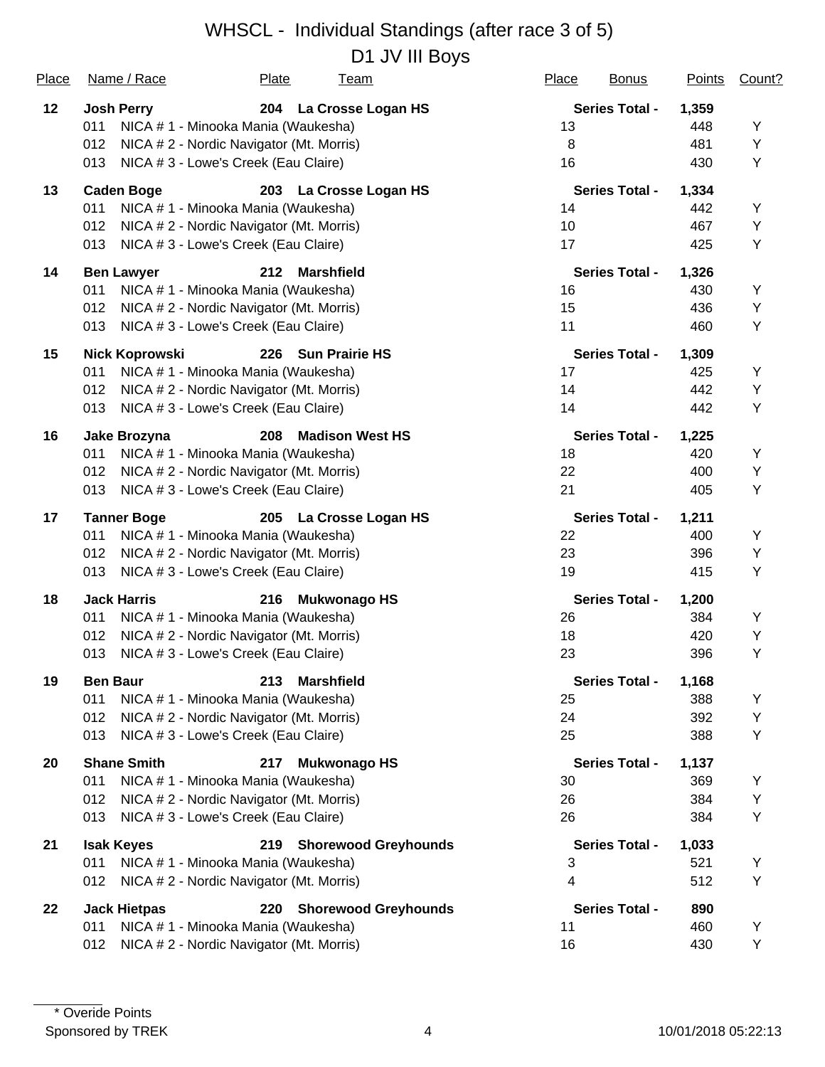# WHSCL - Individual Standings (after race 3 of 5)

## D1 JV III Boys

| Place | Name / Race | Plate | Team | Place | Bonus | Points | Count? |
|---|---|---|---|---|---|---|---|
| **12** | **Josh Perry** | **204** | **La Crosse Logan HS** | **Series Total -** | | **1,359** | |
| | 011 NICA # 1 - Minooka Mania (Waukesha) | | | 13 | | 448 | Y |
| | 012 NICA # 2 - Nordic Navigator (Mt. Morris) | | | 8 | | 481 | Y |
| | 013 NICA # 3 - Lowe's Creek (Eau Claire) | | | 16 | | 430 | Y |
| **13** | **Caden Boge** | **203** | **La Crosse Logan HS** | **Series Total -** | | **1,334** | |
| | 011 NICA # 1 - Minooka Mania (Waukesha) | | | 14 | | 442 | Y |
| | 012 NICA # 2 - Nordic Navigator (Mt. Morris) | | | 10 | | 467 | Y |
| | 013 NICA # 3 - Lowe's Creek (Eau Claire) | | | 17 | | 425 | Y |
| **14** | **Ben Lawyer** | **212** | **Marshfield** | **Series Total -** | | **1,326** | |
| | 011 NICA # 1 - Minooka Mania (Waukesha) | | | 16 | | 430 | Y |
| | 012 NICA # 2 - Nordic Navigator (Mt. Morris) | | | 15 | | 436 | Y |
| | 013 NICA # 3 - Lowe's Creek (Eau Claire) | | | 11 | | 460 | Y |
| **15** | **Nick Koprowski** | **226** | **Sun Prairie HS** | **Series Total -** | | **1,309** | |
| | 011 NICA # 1 - Minooka Mania (Waukesha) | | | 17 | | 425 | Y |
| | 012 NICA # 2 - Nordic Navigator (Mt. Morris) | | | 14 | | 442 | Y |
| | 013 NICA # 3 - Lowe's Creek (Eau Claire) | | | 14 | | 442 | Y |
| **16** | **Jake Brozyna** | **208** | **Madison West HS** | **Series Total -** | | **1,225** | |
| | 011 NICA # 1 - Minooka Mania (Waukesha) | | | 18 | | 420 | Y |
| | 012 NICA # 2 - Nordic Navigator (Mt. Morris) | | | 22 | | 400 | Y |
| | 013 NICA # 3 - Lowe's Creek (Eau Claire) | | | 21 | | 405 | Y |
| **17** | **Tanner Boge** | **205** | **La Crosse Logan HS** | **Series Total -** | | **1,211** | |
| | 011 NICA # 1 - Minooka Mania (Waukesha) | | | 22 | | 400 | Y |
| | 012 NICA # 2 - Nordic Navigator (Mt. Morris) | | | 23 | | 396 | Y |
| | 013 NICA # 3 - Lowe's Creek (Eau Claire) | | | 19 | | 415 | Y |
| **18** | **Jack Harris** | **216** | **Mukwonago HS** | **Series Total -** | | **1,200** | |
| | 011 NICA # 1 - Minooka Mania (Waukesha) | | | 26 | | 384 | Y |
| | 012 NICA # 2 - Nordic Navigator (Mt. Morris) | | | 18 | | 420 | Y |
| | 013 NICA # 3 - Lowe's Creek (Eau Claire) | | | 23 | | 396 | Y |
| **19** | **Ben Baur** | **213** | **Marshfield** | **Series Total -** | | **1,168** | |
| | 011 NICA # 1 - Minooka Mania (Waukesha) | | | 25 | | 388 | Y |
| | 012 NICA # 2 - Nordic Navigator (Mt. Morris) | | | 24 | | 392 | Y |
| | 013 NICA # 3 - Lowe's Creek (Eau Claire) | | | 25 | | 388 | Y |
| **20** | **Shane Smith** | **217** | **Mukwonago HS** | **Series Total -** | | **1,137** | |
| | 011 NICA # 1 - Minooka Mania (Waukesha) | | | 30 | | 369 | Y |
| | 012 NICA # 2 - Nordic Navigator (Mt. Morris) | | | 26 | | 384 | Y |
| | 013 NICA # 3 - Lowe's Creek (Eau Claire) | | | 26 | | 384 | Y |
| **21** | **Isak Keyes** | **219** | **Shorewood Greyhounds** | **Series Total -** | | **1,033** | |
| | 011 NICA # 1 - Minooka Mania (Waukesha) | | | 3 | | 521 | Y |
| | 012 NICA # 2 - Nordic Navigator (Mt. Morris) | | | 4 | | 512 | Y |
| **22** | **Jack Hietpas** | **220** | **Shorewood Greyhounds** | **Series Total -** | | **890** | |
| | 011 NICA # 1 - Minooka Mania (Waukesha) | | | 11 | | 460 | Y |
| | 012 NICA # 2 - Nordic Navigator (Mt. Morris) | | | 16 | | 430 | Y |

\* Overide Points

Sponsored by TREK

10/01/2018 05:22:13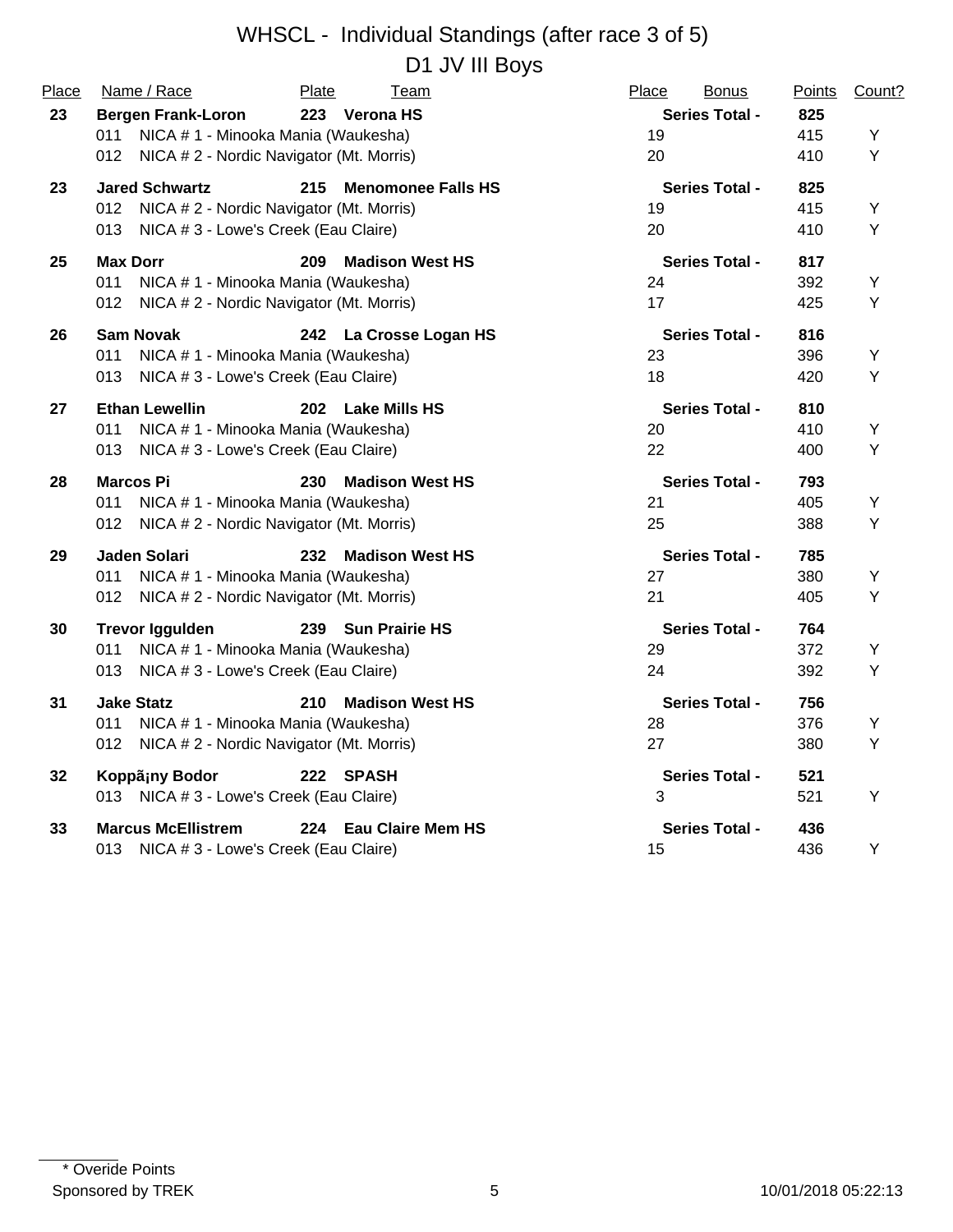# WHSCL - Individual Standings (after race 3 of 5)

## D1 JV III Boys

| Place | Name / Race | Plate | Team | Place | Bonus | Points | Count? |
|---|---|---|---|---|---|---|---|
| **23** | **Bergen Frank-Loron** | **223** | **Verona HS** | | **Series Total -** | **825** | |
| | 011 NICA # 1 - Minooka Mania (Waukesha) | | | 19 | | 415 | Y |
| | 012 NICA # 2 - Nordic Navigator (Mt. Morris) | | | 20 | | 410 | Y |
| **23** | **Jared Schwartz** | **215** | **Menomonee Falls HS** | | **Series Total -** | **825** | |
| | 012 NICA # 2 - Nordic Navigator (Mt. Morris) | | | 19 | | 415 | Y |
| | 013 NICA # 3 - Lowe's Creek (Eau Claire) | | | 20 | | 410 | Y |
| **25** | **Max Dorr** | **209** | **Madison West HS** | | **Series Total -** | **817** | |
| | 011 NICA # 1 - Minooka Mania (Waukesha) | | | 24 | | 392 | Y |
| | 012 NICA # 2 - Nordic Navigator (Mt. Morris) | | | 17 | | 425 | Y |
| **26** | **Sam Novak** | **242** | **La Crosse Logan HS** | | **Series Total -** | **816** | |
| | 011 NICA # 1 - Minooka Mania (Waukesha) | | | 23 | | 396 | Y |
| | 013 NICA # 3 - Lowe's Creek (Eau Claire) | | | 18 | | 420 | Y |
| **27** | **Ethan Lewellin** | **202** | **Lake Mills HS** | | **Series Total -** | **810** | |
| | 011 NICA # 1 - Minooka Mania (Waukesha) | | | 20 | | 410 | Y |
| | 013 NICA # 3 - Lowe's Creek (Eau Claire) | | | 22 | | 400 | Y |
| **28** | **Marcos Pi** | **230** | **Madison West HS** | | **Series Total -** | **793** | |
| | 011 NICA # 1 - Minooka Mania (Waukesha) | | | 21 | | 405 | Y |
| | 012 NICA # 2 - Nordic Navigator (Mt. Morris) | | | 25 | | 388 | Y |
| **29** | **Jaden Solari** | **232** | **Madison West HS** | | **Series Total -** | **785** | |
| | 011 NICA # 1 - Minooka Mania (Waukesha) | | | 27 | | 380 | Y |
| | 012 NICA # 2 - Nordic Navigator (Mt. Morris) | | | 21 | | 405 | Y |
| **30** | **Trevor Iggulden** | **239** | **Sun Prairie HS** | | **Series Total -** | **764** | |
| | 011 NICA # 1 - Minooka Mania (Waukesha) | | | 29 | | 372 | Y |
| | 013 NICA # 3 - Lowe's Creek (Eau Claire) | | | 24 | | 392 | Y |
| **31** | **Jake Statz** | **210** | **Madison West HS** | | **Series Total -** | **756** | |
| | 011 NICA # 1 - Minooka Mania (Waukesha) | | | 28 | | 376 | Y |
| | 012 NICA # 2 - Nordic Navigator (Mt. Morris) | | | 27 | | 380 | Y |
| **32** | **Koppã¡ny Bodor** | **222** | **SPASH** | | **Series Total -** | **521** | |
| | 013 NICA # 3 - Lowe's Creek (Eau Claire) | | | 3 | | 521 | Y |
| **33** | **Marcus McEllistrem** | **224** | **Eau Claire Mem HS** | | **Series Total -** | **436** | |
| | 013 NICA # 3 - Lowe's Creek (Eau Claire) | | | 15 | | 436 | Y |

\* Overide Points

Sponsored by TREK

10/01/2018 05:22:13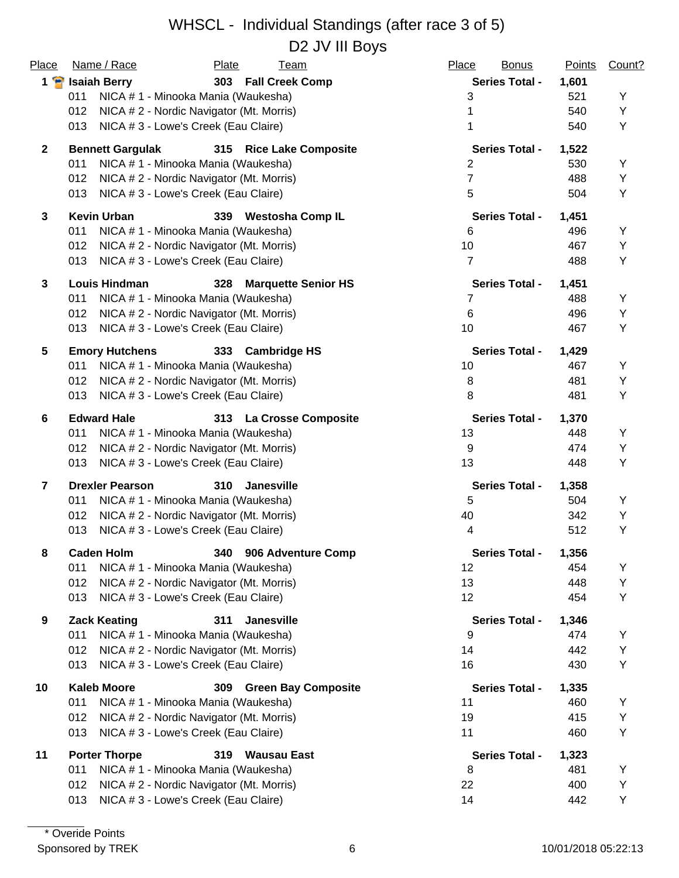# WHSCL - Individual Standings (after race 3 of 5)

## D2 JV III Boys

| Place | Name / Race | Plate | Team | Place | Bonus | Points | Count? |
|---|---|---|---|---|---|---|---|
| **1** | **Isaiah Berry** | **303** | **Fall Creek Comp** | **Series Total -** | | **1,601** | |
| | 011 NICA # 1 - Minooka Mania (Waukesha) | | | 3 | | 521 | Y |
| | 012 NICA # 2 - Nordic Navigator (Mt. Morris) | | | 1 | | 540 | Y |
| | 013 NICA # 3 - Lowe's Creek (Eau Claire) | | | 1 | | 540 | Y |
| **2** | **Bennett Gargulak** | **315** | **Rice Lake Composite** | **Series Total -** | | **1,522** | |
| | 011 NICA # 1 - Minooka Mania (Waukesha) | | | 2 | | 530 | Y |
| | 012 NICA # 2 - Nordic Navigator (Mt. Morris) | | | 7 | | 488 | Y |
| | 013 NICA # 3 - Lowe's Creek (Eau Claire) | | | 5 | | 504 | Y |
| **3** | **Kevin Urban** | **339** | **Westosha Comp IL** | **Series Total -** | | **1,451** | |
| | 011 NICA # 1 - Minooka Mania (Waukesha) | | | 6 | | 496 | Y |
| | 012 NICA # 2 - Nordic Navigator (Mt. Morris) | | | 10 | | 467 | Y |
| | 013 NICA # 3 - Lowe's Creek (Eau Claire) | | | 7 | | 488 | Y |
| **3** | **Louis Hindman** | **328** | **Marquette Senior HS** | **Series Total -** | | **1,451** | |
| | 011 NICA # 1 - Minooka Mania (Waukesha) | | | 7 | | 488 | Y |
| | 012 NICA # 2 - Nordic Navigator (Mt. Morris) | | | 6 | | 496 | Y |
| | 013 NICA # 3 - Lowe's Creek (Eau Claire) | | | 10 | | 467 | Y |
| **5** | **Emory Hutchens** | **333** | **Cambridge HS** | **Series Total -** | | **1,429** | |
| | 011 NICA # 1 - Minooka Mania (Waukesha) | | | 10 | | 467 | Y |
| | 012 NICA # 2 - Nordic Navigator (Mt. Morris) | | | 8 | | 481 | Y |
| | 013 NICA # 3 - Lowe's Creek (Eau Claire) | | | 8 | | 481 | Y |
| **6** | **Edward Hale** | **313** | **La Crosse Composite** | **Series Total -** | | **1,370** | |
| | 011 NICA # 1 - Minooka Mania (Waukesha) | | | 13 | | 448 | Y |
| | 012 NICA # 2 - Nordic Navigator (Mt. Morris) | | | 9 | | 474 | Y |
| | 013 NICA # 3 - Lowe's Creek (Eau Claire) | | | 13 | | 448 | Y |
| **7** | **Drexler Pearson** | **310** | **Janesville** | **Series Total -** | | **1,358** | |
| | 011 NICA # 1 - Minooka Mania (Waukesha) | | | 5 | | 504 | Y |
| | 012 NICA # 2 - Nordic Navigator (Mt. Morris) | | | 40 | | 342 | Y |
| | 013 NICA # 3 - Lowe's Creek (Eau Claire) | | | 4 | | 512 | Y |
| **8** | **Caden Holm** | **340** | **906 Adventure Comp** | **Series Total -** | | **1,356** | |
| | 011 NICA # 1 - Minooka Mania (Waukesha) | | | 12 | | 454 | Y |
| | 012 NICA # 2 - Nordic Navigator (Mt. Morris) | | | 13 | | 448 | Y |
| | 013 NICA # 3 - Lowe's Creek (Eau Claire) | | | 12 | | 454 | Y |
| **9** | **Zack Keating** | **311** | **Janesville** | **Series Total -** | | **1,346** | |
| | 011 NICA # 1 - Minooka Mania (Waukesha) | | | 9 | | 474 | Y |
| | 012 NICA # 2 - Nordic Navigator (Mt. Morris) | | | 14 | | 442 | Y |
| | 013 NICA # 3 - Lowe's Creek (Eau Claire) | | | 16 | | 430 | Y |
| **10** | **Kaleb Moore** | **309** | **Green Bay Composite** | **Series Total -** | | **1,335** | |
| | 011 NICA # 1 - Minooka Mania (Waukesha) | | | 11 | | 460 | Y |
| | 012 NICA # 2 - Nordic Navigator (Mt. Morris) | | | 19 | | 415 | Y |
| | 013 NICA # 3 - Lowe's Creek (Eau Claire) | | | 11 | | 460 | Y |
| **11** | **Porter Thorpe** | **319** | **Wausau East** | **Series Total -** | | **1,323** | |
| | 011 NICA # 1 - Minooka Mania (Waukesha) | | | 8 | | 481 | Y |
| | 012 NICA # 2 - Nordic Navigator (Mt. Morris) | | | 22 | | 400 | Y |
| | 013 NICA # 3 - Lowe's Creek (Eau Claire) | | | 14 | | 442 | Y |

\* Overide Points

Sponsored by TREK

10/01/2018 05:22:13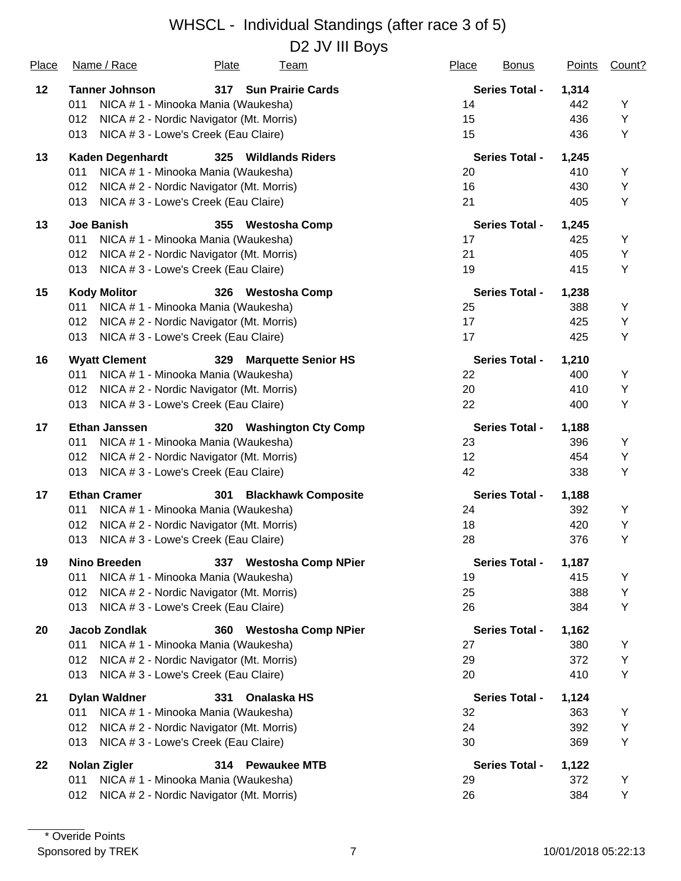# WHSCL - Individual Standings (after race 3 of 5)

## D2 JV III Boys

| Place | Name / Race | Plate | Team | Place | Bonus | Points | Count? |
|---|---|---|---|---|---|---|---|
| **12** | **Tanner Johnson** | **317** | **Sun Prairie Cards** | | **Series Total -** | **1,314** | |
| | 011 NICA # 1 - Minooka Mania (Waukesha) | | | 14 | | 442 | Y |
| | 012 NICA # 2 - Nordic Navigator (Mt. Morris) | | | 15 | | 436 | Y |
| | 013 NICA # 3 - Lowe's Creek (Eau Claire) | | | 15 | | 436 | Y |
| **13** | **Kaden Degenhardt** | **325** | **Wildlands Riders** | | **Series Total -** | **1,245** | |
| | 011 NICA # 1 - Minooka Mania (Waukesha) | | | 20 | | 410 | Y |
| | 012 NICA # 2 - Nordic Navigator (Mt. Morris) | | | 16 | | 430 | Y |
| | 013 NICA # 3 - Lowe's Creek (Eau Claire) | | | 21 | | 405 | Y |
| **13** | **Joe Banish** | **355** | **Westosha Comp** | | **Series Total -** | **1,245** | |
| | 011 NICA # 1 - Minooka Mania (Waukesha) | | | 17 | | 425 | Y |
| | 012 NICA # 2 - Nordic Navigator (Mt. Morris) | | | 21 | | 405 | Y |
| | 013 NICA # 3 - Lowe's Creek (Eau Claire) | | | 19 | | 415 | Y |
| **15** | **Kody Molitor** | **326** | **Westosha Comp** | | **Series Total -** | **1,238** | |
| | 011 NICA # 1 - Minooka Mania (Waukesha) | | | 25 | | 388 | Y |
| | 012 NICA # 2 - Nordic Navigator (Mt. Morris) | | | 17 | | 425 | Y |
| | 013 NICA # 3 - Lowe's Creek (Eau Claire) | | | 17 | | 425 | Y |
| **16** | **Wyatt Clement** | **329** | **Marquette Senior HS** | | **Series Total -** | **1,210** | |
| | 011 NICA # 1 - Minooka Mania (Waukesha) | | | 22 | | 400 | Y |
| | 012 NICA # 2 - Nordic Navigator (Mt. Morris) | | | 20 | | 410 | Y |
| | 013 NICA # 3 - Lowe's Creek (Eau Claire) | | | 22 | | 400 | Y |
| **17** | **Ethan Janssen** | **320** | **Washington Cty Comp** | | **Series Total -** | **1,188** | |
| | 011 NICA # 1 - Minooka Mania (Waukesha) | | | 23 | | 396 | Y |
| | 012 NICA # 2 - Nordic Navigator (Mt. Morris) | | | 12 | | 454 | Y |
| | 013 NICA # 3 - Lowe's Creek (Eau Claire) | | | 42 | | 338 | Y |
| **17** | **Ethan Cramer** | **301** | **Blackhawk Composite** | | **Series Total -** | **1,188** | |
| | 011 NICA # 1 - Minooka Mania (Waukesha) | | | 24 | | 392 | Y |
| | 012 NICA # 2 - Nordic Navigator (Mt. Morris) | | | 18 | | 420 | Y |
| | 013 NICA # 3 - Lowe's Creek (Eau Claire) | | | 28 | | 376 | Y |
| **19** | **Nino Breeden** | **337** | **Westosha Comp NPier** | | **Series Total -** | **1,187** | |
| | 011 NICA # 1 - Minooka Mania (Waukesha) | | | 19 | | 415 | Y |
| | 012 NICA # 2 - Nordic Navigator (Mt. Morris) | | | 25 | | 388 | Y |
| | 013 NICA # 3 - Lowe's Creek (Eau Claire) | | | 26 | | 384 | Y |
| **20** | **Jacob Zondlak** | **360** | **Westosha Comp NPier** | | **Series Total -** | **1,162** | |
| | 011 NICA # 1 - Minooka Mania (Waukesha) | | | 27 | | 380 | Y |
| | 012 NICA # 2 - Nordic Navigator (Mt. Morris) | | | 29 | | 372 | Y |
| | 013 NICA # 3 - Lowe's Creek (Eau Claire) | | | 20 | | 410 | Y |
| **21** | **Dylan Waldner** | **331** | **Onalaska HS** | | **Series Total -** | **1,124** | |
| | 011 NICA # 1 - Minooka Mania (Waukesha) | | | 32 | | 363 | Y |
| | 012 NICA # 2 - Nordic Navigator (Mt. Morris) | | | 24 | | 392 | Y |
| | 013 NICA # 3 - Lowe's Creek (Eau Claire) | | | 30 | | 369 | Y |
| **22** | **Nolan Zigler** | **314** | **Pewaukee MTB** | | **Series Total -** | **1,122** | |
| | 011 NICA # 1 - Minooka Mania (Waukesha) | | | 29 | | 372 | Y |
| | 012 NICA # 2 - Nordic Navigator (Mt. Morris) | | | 26 | | 384 | Y |

\* Overide Points

Sponsored by TREK

10/01/2018 05:22:13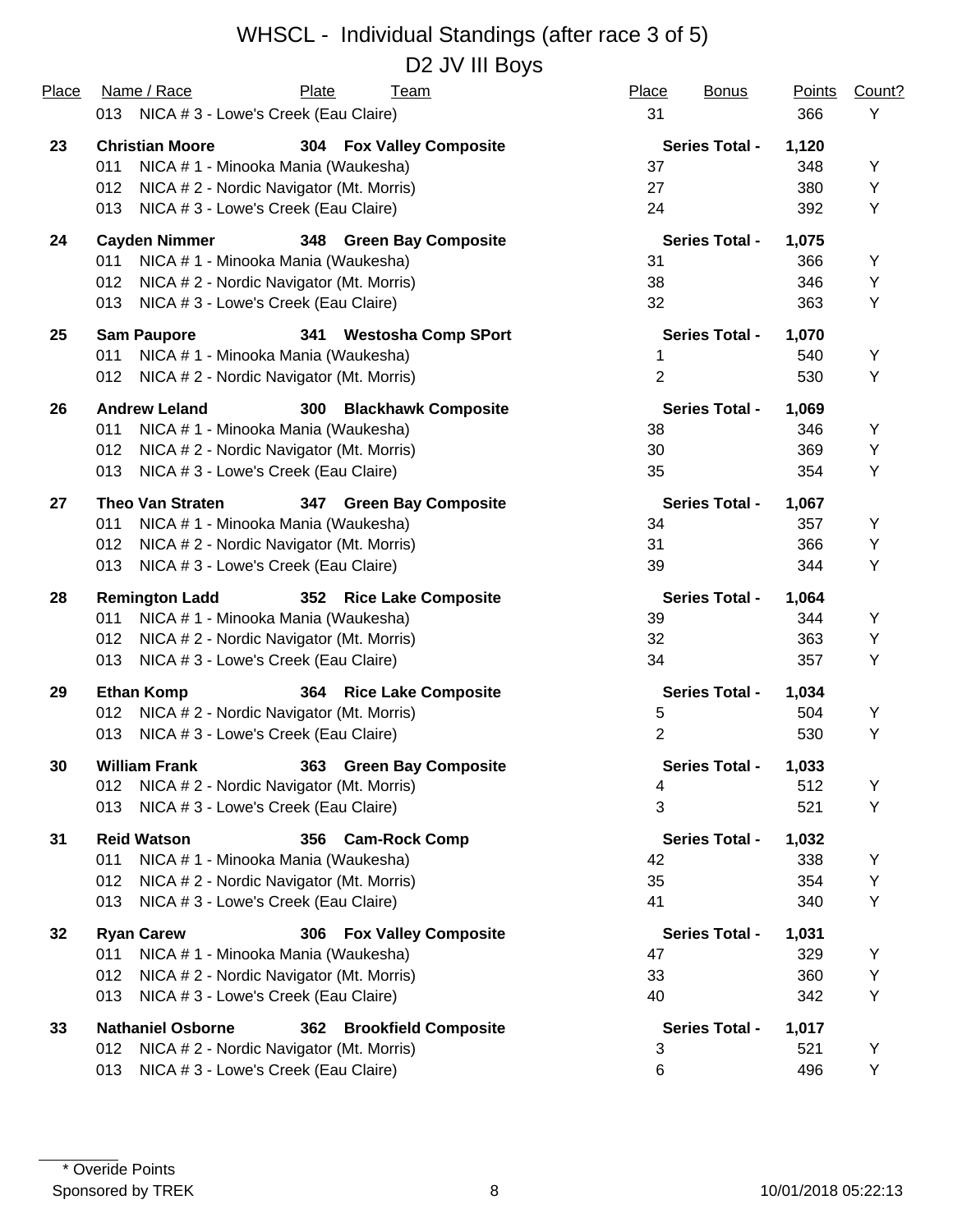# WHSCL - Individual Standings (after race 3 of 5)

## D2 JV III Boys

| Place | Name / Race | Plate | Team | Place | Bonus | Points | Count? |
|---|---|---|---|---|---|---|---|
| | 013 NICA # 3 - Lowe's Creek (Eau Claire) | | | 31 | | 366 | Y |
| **23** | **Christian Moore** | **304** | **Fox Valley Composite** | **Series Total -** | | **1,120** | |
| | 011 NICA # 1 - Minooka Mania (Waukesha) | | | 37 | | 348 | Y |
| | 012 NICA # 2 - Nordic Navigator (Mt. Morris) | | | 27 | | 380 | Y |
| | 013 NICA # 3 - Lowe's Creek (Eau Claire) | | | 24 | | 392 | Y |
| **24** | **Cayden Nimmer** | **348** | **Green Bay Composite** | **Series Total -** | | **1,075** | |
| | 011 NICA # 1 - Minooka Mania (Waukesha) | | | 31 | | 366 | Y |
| | 012 NICA # 2 - Nordic Navigator (Mt. Morris) | | | 38 | | 346 | Y |
| | 013 NICA # 3 - Lowe's Creek (Eau Claire) | | | 32 | | 363 | Y |
| **25** | **Sam Paupore** | **341** | **Westosha Comp SPort** | **Series Total -** | | **1,070** | |
| | 011 NICA # 1 - Minooka Mania (Waukesha) | | | 1 | | 540 | Y |
| | 012 NICA # 2 - Nordic Navigator (Mt. Morris) | | | 2 | | 530 | Y |
| **26** | **Andrew Leland** | **300** | **Blackhawk Composite** | **Series Total -** | | **1,069** | |
| | 011 NICA # 1 - Minooka Mania (Waukesha) | | | 38 | | 346 | Y |
| | 012 NICA # 2 - Nordic Navigator (Mt. Morris) | | | 30 | | 369 | Y |
| | 013 NICA # 3 - Lowe's Creek (Eau Claire) | | | 35 | | 354 | Y |
| **27** | **Theo Van Straten** | **347** | **Green Bay Composite** | **Series Total -** | | **1,067** | |
| | 011 NICA # 1 - Minooka Mania (Waukesha) | | | 34 | | 357 | Y |
| | 012 NICA # 2 - Nordic Navigator (Mt. Morris) | | | 31 | | 366 | Y |
| | 013 NICA # 3 - Lowe's Creek (Eau Claire) | | | 39 | | 344 | Y |
| **28** | **Remington Ladd** | **352** | **Rice Lake Composite** | **Series Total -** | | **1,064** | |
| | 011 NICA # 1 - Minooka Mania (Waukesha) | | | 39 | | 344 | Y |
| | 012 NICA # 2 - Nordic Navigator (Mt. Morris) | | | 32 | | 363 | Y |
| | 013 NICA # 3 - Lowe's Creek (Eau Claire) | | | 34 | | 357 | Y |
| **29** | **Ethan Komp** | **364** | **Rice Lake Composite** | **Series Total -** | | **1,034** | |
| | 012 NICA # 2 - Nordic Navigator (Mt. Morris) | | | 5 | | 504 | Y |
| | 013 NICA # 3 - Lowe's Creek (Eau Claire) | | | 2 | | 530 | Y |
| **30** | **William Frank** | **363** | **Green Bay Composite** | **Series Total -** | | **1,033** | |
| | 012 NICA # 2 - Nordic Navigator (Mt. Morris) | | | 4 | | 512 | Y |
| | 013 NICA # 3 - Lowe's Creek (Eau Claire) | | | 3 | | 521 | Y |
| **31** | **Reid Watson** | **356** | **Cam-Rock Comp** | **Series Total -** | | **1,032** | |
| | 011 NICA # 1 - Minooka Mania (Waukesha) | | | 42 | | 338 | Y |
| | 012 NICA # 2 - Nordic Navigator (Mt. Morris) | | | 35 | | 354 | Y |
| | 013 NICA # 3 - Lowe's Creek (Eau Claire) | | | 41 | | 340 | Y |
| **32** | **Ryan Carew** | **306** | **Fox Valley Composite** | **Series Total -** | | **1,031** | |
| | 011 NICA # 1 - Minooka Mania (Waukesha) | | | 47 | | 329 | Y |
| | 012 NICA # 2 - Nordic Navigator (Mt. Morris) | | | 33 | | 360 | Y |
| | 013 NICA # 3 - Lowe's Creek (Eau Claire) | | | 40 | | 342 | Y |
| **33** | **Nathaniel Osborne** | **362** | **Brookfield Composite** | **Series Total -** | | **1,017** | |
| | 012 NICA # 2 - Nordic Navigator (Mt. Morris) | | | 3 | | 521 | Y |
| | 013 NICA # 3 - Lowe's Creek (Eau Claire) | | | 6 | | 496 | Y |

\* Overide Points

Sponsored by TREK

10/01/2018 05:22:13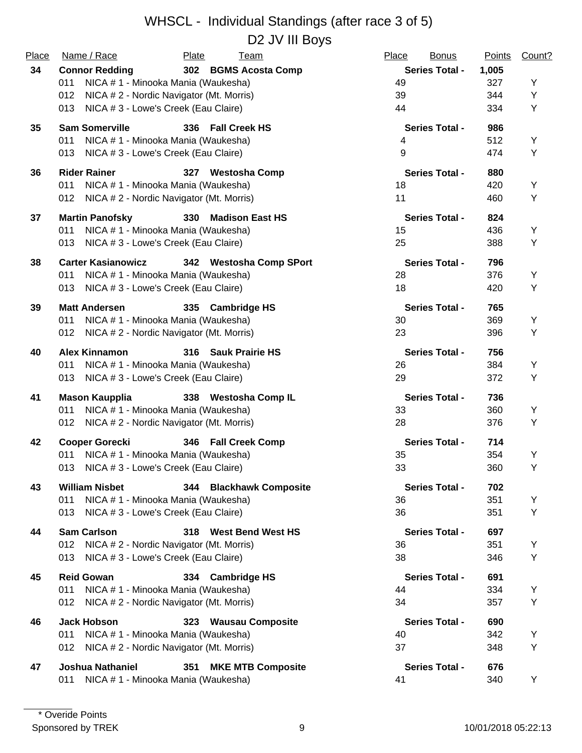# WHSCL - Individual Standings (after race 3 of 5)

## D2 JV III Boys

| Place | Name / Race | Plate | Team | Place | Bonus | Points | Count? |
|---|---|---|---|---|---|---|---|
| **34** | **Connor Redding** | **302** | **BGMS Acosta Comp** | **Series Total -** | | **1,005** | |
| | 011 NICA # 1 - Minooka Mania (Waukesha) | | | 49 | | 327 | Y |
| | 012 NICA # 2 - Nordic Navigator (Mt. Morris) | | | 39 | | 344 | Y |
| | 013 NICA # 3 - Lowe's Creek (Eau Claire) | | | 44 | | 334 | Y |
| **35** | **Sam Somerville** | **336** | **Fall Creek HS** | **Series Total -** | | **986** | |
| | 011 NICA # 1 - Minooka Mania (Waukesha) | | | 4 | | 512 | Y |
| | 013 NICA # 3 - Lowe's Creek (Eau Claire) | | | 9 | | 474 | Y |
| **36** | **Rider Rainer** | **327** | **Westosha Comp** | **Series Total -** | | **880** | |
| | 011 NICA # 1 - Minooka Mania (Waukesha) | | | 18 | | 420 | Y |
| | 012 NICA # 2 - Nordic Navigator (Mt. Morris) | | | 11 | | 460 | Y |
| **37** | **Martin Panofsky** | **330** | **Madison East HS** | **Series Total -** | | **824** | |
| | 011 NICA # 1 - Minooka Mania (Waukesha) | | | 15 | | 436 | Y |
| | 013 NICA # 3 - Lowe's Creek (Eau Claire) | | | 25 | | 388 | Y |
| **38** | **Carter Kasianowicz** | **342** | **Westosha Comp SPort** | **Series Total -** | | **796** | |
| | 011 NICA # 1 - Minooka Mania (Waukesha) | | | 28 | | 376 | Y |
| | 013 NICA # 3 - Lowe's Creek (Eau Claire) | | | 18 | | 420 | Y |
| **39** | **Matt Andersen** | **335** | **Cambridge HS** | **Series Total -** | | **765** | |
| | 011 NICA # 1 - Minooka Mania (Waukesha) | | | 30 | | 369 | Y |
| | 012 NICA # 2 - Nordic Navigator (Mt. Morris) | | | 23 | | 396 | Y |
| **40** | **Alex Kinnamon** | **316** | **Sauk Prairie HS** | **Series Total -** | | **756** | |
| | 011 NICA # 1 - Minooka Mania (Waukesha) | | | 26 | | 384 | Y |
| | 013 NICA # 3 - Lowe's Creek (Eau Claire) | | | 29 | | 372 | Y |
| **41** | **Mason Kaupplia** | **338** | **Westosha Comp IL** | **Series Total -** | | **736** | |
| | 011 NICA # 1 - Minooka Mania (Waukesha) | | | 33 | | 360 | Y |
| | 012 NICA # 2 - Nordic Navigator (Mt. Morris) | | | 28 | | 376 | Y |
| **42** | **Cooper Gorecki** | **346** | **Fall Creek Comp** | **Series Total -** | | **714** | |
| | 011 NICA # 1 - Minooka Mania (Waukesha) | | | 35 | | 354 | Y |
| | 013 NICA # 3 - Lowe's Creek (Eau Claire) | | | 33 | | 360 | Y |
| **43** | **William Nisbet** | **344** | **Blackhawk Composite** | **Series Total -** | | **702** | |
| | 011 NICA # 1 - Minooka Mania (Waukesha) | | | 36 | | 351 | Y |
| | 013 NICA # 3 - Lowe's Creek (Eau Claire) | | | 36 | | 351 | Y |
| **44** | **Sam Carlson** | **318** | **West Bend West HS** | **Series Total -** | | **697** | |
| | 012 NICA # 2 - Nordic Navigator (Mt. Morris) | | | 36 | | 351 | Y |
| | 013 NICA # 3 - Lowe's Creek (Eau Claire) | | | 38 | | 346 | Y |
| **45** | **Reid Gowan** | **334** | **Cambridge HS** | **Series Total -** | | **691** | |
| | 011 NICA # 1 - Minooka Mania (Waukesha) | | | 44 | | 334 | Y |
| | 012 NICA # 2 - Nordic Navigator (Mt. Morris) | | | 34 | | 357 | Y |
| **46** | **Jack Hobson** | **323** | **Wausau Composite** | **Series Total -** | | **690** | |
| | 011 NICA # 1 - Minooka Mania (Waukesha) | | | 40 | | 342 | Y |
| | 012 NICA # 2 - Nordic Navigator (Mt. Morris) | | | 37 | | 348 | Y |
| **47** | **Joshua Nathaniel** | **351** | **MKE MTB Composite** | **Series Total -** | | **676** | |
| | 011 NICA # 1 - Minooka Mania (Waukesha) | | | 41 | | 340 | Y |

\* Overide Points

Sponsored by TREK

10/01/2018 05:22:13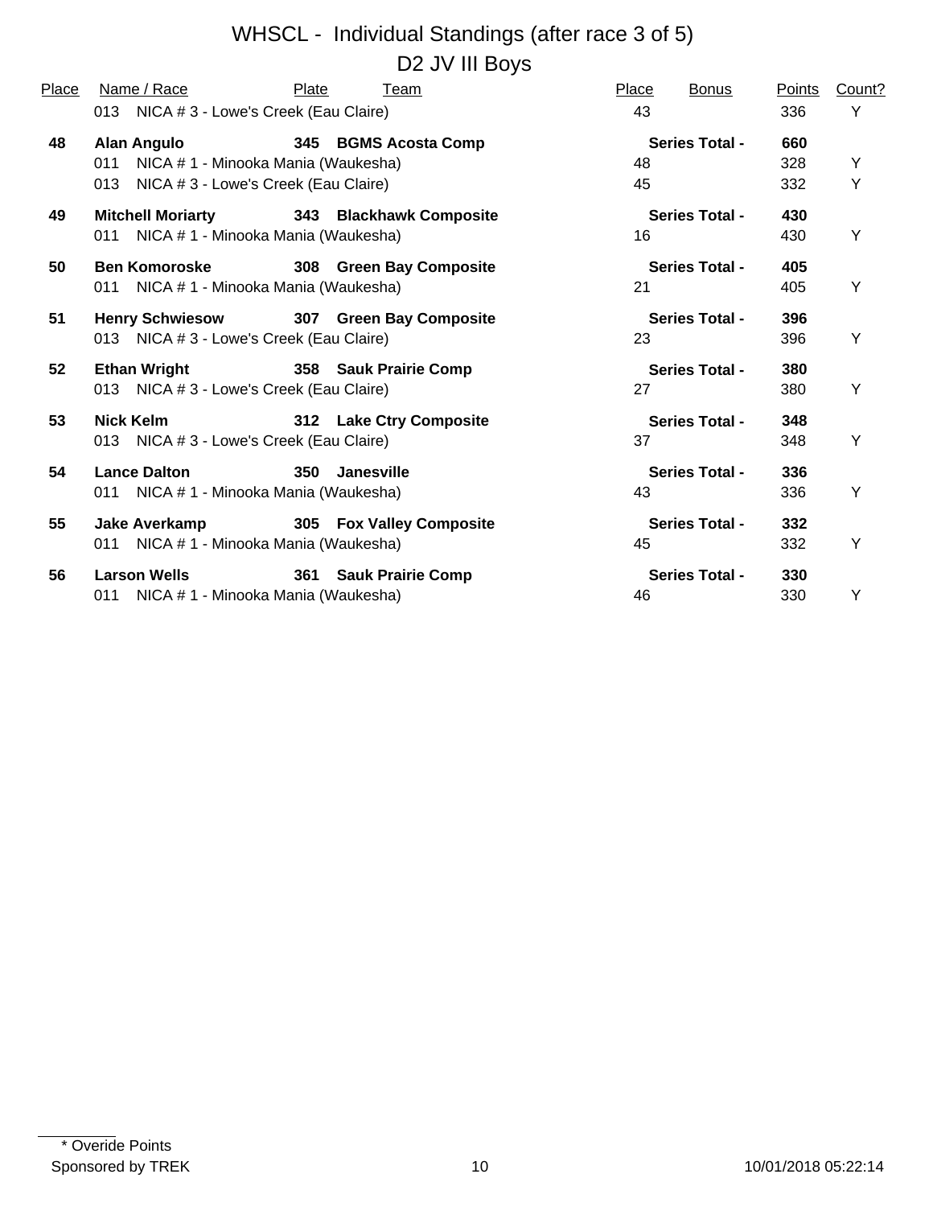# WHSCL - Individual Standings (after race 3 of 5)

## D2 JV III Boys

| Place | Name / Race | Plate | Team | Place | Bonus | Points | Count? |
|---|---|---|---|---|---|---|---|
| | 013 NICA # 3 - Lowe's Creek (Eau Claire) | | | 43 | | 336 | Y |
| **48** | **Alan Angulo** | **345** | **BGMS Acosta Comp** | | **Series Total -** | **660** | |
| | 011 NICA # 1 - Minooka Mania (Waukesha) | | | 48 | | 328 | Y |
| | 013 NICA # 3 - Lowe's Creek (Eau Claire) | | | 45 | | 332 | Y |
| **49** | **Mitchell Moriarty** | **343** | **Blackhawk Composite** | | **Series Total -** | **430** | |
| | 011 NICA # 1 - Minooka Mania (Waukesha) | | | 16 | | 430 | Y |
| **50** | **Ben Komoroske** | **308** | **Green Bay Composite** | | **Series Total -** | **405** | |
| | 011 NICA # 1 - Minooka Mania (Waukesha) | | | 21 | | 405 | Y |
| **51** | **Henry Schwiesow** | **307** | **Green Bay Composite** | | **Series Total -** | **396** | |
| | 013 NICA # 3 - Lowe's Creek (Eau Claire) | | | 23 | | 396 | Y |
| **52** | **Ethan Wright** | **358** | **Sauk Prairie Comp** | | **Series Total -** | **380** | |
| | 013 NICA # 3 - Lowe's Creek (Eau Claire) | | | 27 | | 380 | Y |
| **53** | **Nick Kelm** | **312** | **Lake Ctry Composite** | | **Series Total -** | **348** | |
| | 013 NICA # 3 - Lowe's Creek (Eau Claire) | | | 37 | | 348 | Y |
| **54** | **Lance Dalton** | **350** | **Janesville** | | **Series Total -** | **336** | |
| | 011 NICA # 1 - Minooka Mania (Waukesha) | | | 43 | | 336 | Y |
| **55** | **Jake Averkamp** | **305** | **Fox Valley Composite** | | **Series Total -** | **332** | |
| | 011 NICA # 1 - Minooka Mania (Waukesha) | | | 45 | | 332 | Y |
| **56** | **Larson Wells** | **361** | **Sauk Prairie Comp** | | **Series Total -** | **330** | |
| | 011 NICA # 1 - Minooka Mania (Waukesha) | | | 46 | | 330 | Y |

\* Overide Points

Sponsored by TREK 10/01/2018 05:22:14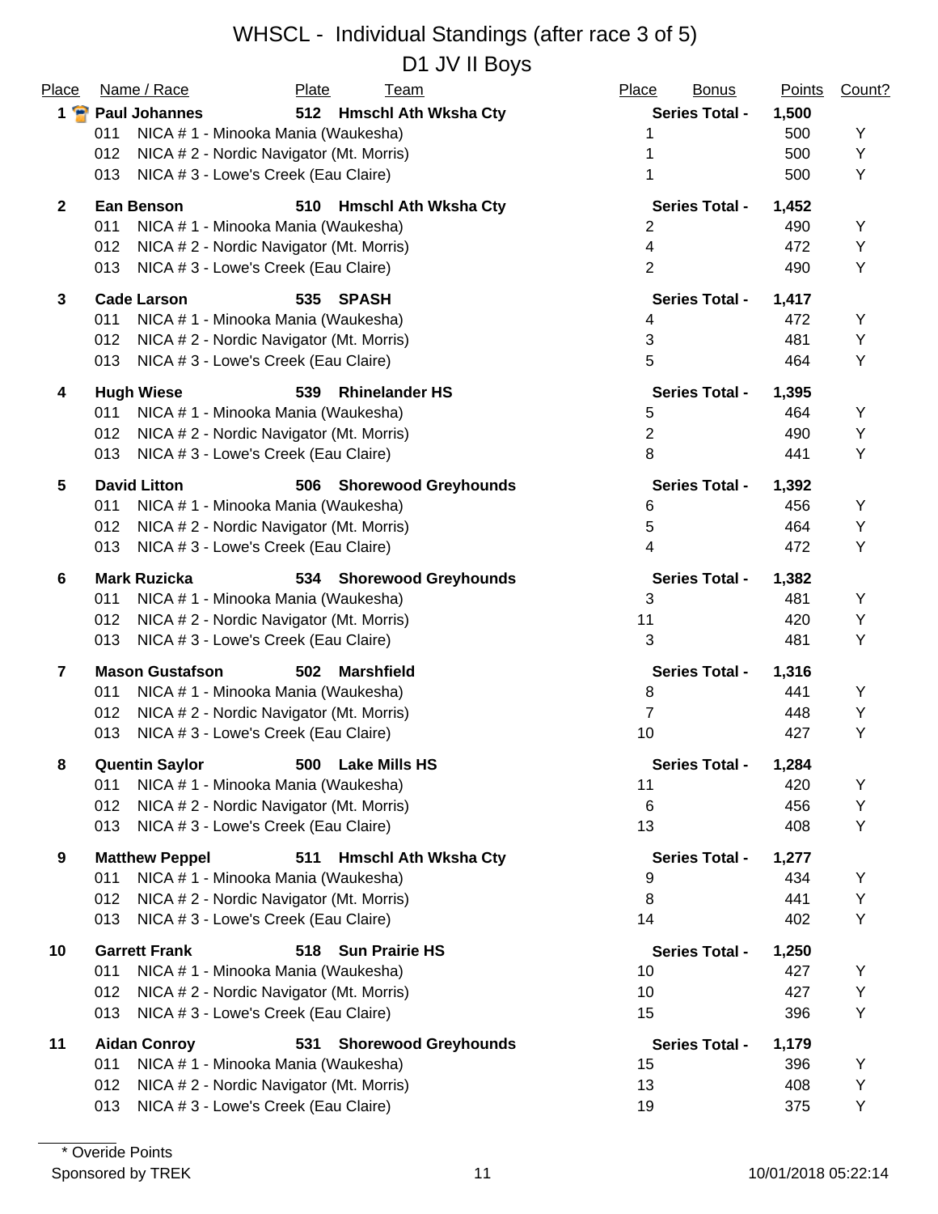# WHSCL - Individual Standings (after race 3 of 5)

## D1 JV II Boys

| Place | Name / Race | Plate | Team | Place | Bonus | Points | Count? |
|---|---|---|---|---|---|---|---|
| **1** | **Paul Johannes** | **512** | **Hmschl Ath Wksha Cty** | | **Series Total -** | **1,500** | |
| | 011 NICA # 1 - Minooka Mania (Waukesha) | | | 1 | | 500 | Y |
| | 012 NICA # 2 - Nordic Navigator (Mt. Morris) | | | 1 | | 500 | Y |
| | 013 NICA # 3 - Lowe's Creek (Eau Claire) | | | 1 | | 500 | Y |
| **2** | **Ean Benson** | **510** | **Hmschl Ath Wksha Cty** | | **Series Total -** | **1,452** | |
| | 011 NICA # 1 - Minooka Mania (Waukesha) | | | 2 | | 490 | Y |
| | 012 NICA # 2 - Nordic Navigator (Mt. Morris) | | | 4 | | 472 | Y |
| | 013 NICA # 3 - Lowe's Creek (Eau Claire) | | | 2 | | 490 | Y |
| **3** | **Cade Larson** | **535** | **SPASH** | | **Series Total -** | **1,417** | |
| | 011 NICA # 1 - Minooka Mania (Waukesha) | | | 4 | | 472 | Y |
| | 012 NICA # 2 - Nordic Navigator (Mt. Morris) | | | 3 | | 481 | Y |
| | 013 NICA # 3 - Lowe's Creek (Eau Claire) | | | 5 | | 464 | Y |
| **4** | **Hugh Wiese** | **539** | **Rhinelander HS** | | **Series Total -** | **1,395** | |
| | 011 NICA # 1 - Minooka Mania (Waukesha) | | | 5 | | 464 | Y |
| | 012 NICA # 2 - Nordic Navigator (Mt. Morris) | | | 2 | | 490 | Y |
| | 013 NICA # 3 - Lowe's Creek (Eau Claire) | | | 8 | | 441 | Y |
| **5** | **David Litton** | **506** | **Shorewood Greyhounds** | | **Series Total -** | **1,392** | |
| | 011 NICA # 1 - Minooka Mania (Waukesha) | | | 6 | | 456 | Y |
| | 012 NICA # 2 - Nordic Navigator (Mt. Morris) | | | 5 | | 464 | Y |
| | 013 NICA # 3 - Lowe's Creek (Eau Claire) | | | 4 | | 472 | Y |
| **6** | **Mark Ruzicka** | **534** | **Shorewood Greyhounds** | | **Series Total -** | **1,382** | |
| | 011 NICA # 1 - Minooka Mania (Waukesha) | | | 3 | | 481 | Y |
| | 012 NICA # 2 - Nordic Navigator (Mt. Morris) | | | 11 | | 420 | Y |
| | 013 NICA # 3 - Lowe's Creek (Eau Claire) | | | 3 | | 481 | Y |
| **7** | **Mason Gustafson** | **502** | **Marshfield** | | **Series Total -** | **1,316** | |
| | 011 NICA # 1 - Minooka Mania (Waukesha) | | | 8 | | 441 | Y |
| | 012 NICA # 2 - Nordic Navigator (Mt. Morris) | | | 7 | | 448 | Y |
| | 013 NICA # 3 - Lowe's Creek (Eau Claire) | | | 10 | | 427 | Y |
| **8** | **Quentin Saylor** | **500** | **Lake Mills HS** | | **Series Total -** | **1,284** | |
| | 011 NICA # 1 - Minooka Mania (Waukesha) | | | 11 | | 420 | Y |
| | 012 NICA # 2 - Nordic Navigator (Mt. Morris) | | | 6 | | 456 | Y |
| | 013 NICA # 3 - Lowe's Creek (Eau Claire) | | | 13 | | 408 | Y |
| **9** | **Matthew Peppel** | **511** | **Hmschl Ath Wksha Cty** | | **Series Total -** | **1,277** | |
| | 011 NICA # 1 - Minooka Mania (Waukesha) | | | 9 | | 434 | Y |
| | 012 NICA # 2 - Nordic Navigator (Mt. Morris) | | | 8 | | 441 | Y |
| | 013 NICA # 3 - Lowe's Creek (Eau Claire) | | | 14 | | 402 | Y |
| **10** | **Garrett Frank** | **518** | **Sun Prairie HS** | | **Series Total -** | **1,250** | |
| | 011 NICA # 1 - Minooka Mania (Waukesha) | | | 10 | | 427 | Y |
| | 012 NICA # 2 - Nordic Navigator (Mt. Morris) | | | 10 | | 427 | Y |
| | 013 NICA # 3 - Lowe's Creek (Eau Claire) | | | 15 | | 396 | Y |
| **11** | **Aidan Conroy** | **531** | **Shorewood Greyhounds** | | **Series Total -** | **1,179** | |
| | 011 NICA # 1 - Minooka Mania (Waukesha) | | | 15 | | 396 | Y |
| | 012 NICA # 2 - Nordic Navigator (Mt. Morris) | | | 13 | | 408 | Y |
| | 013 NICA # 3 - Lowe's Creek (Eau Claire) | | | 19 | | 375 | Y |

\* Overide Points

Sponsored by TREK

10/01/2018 05:22:14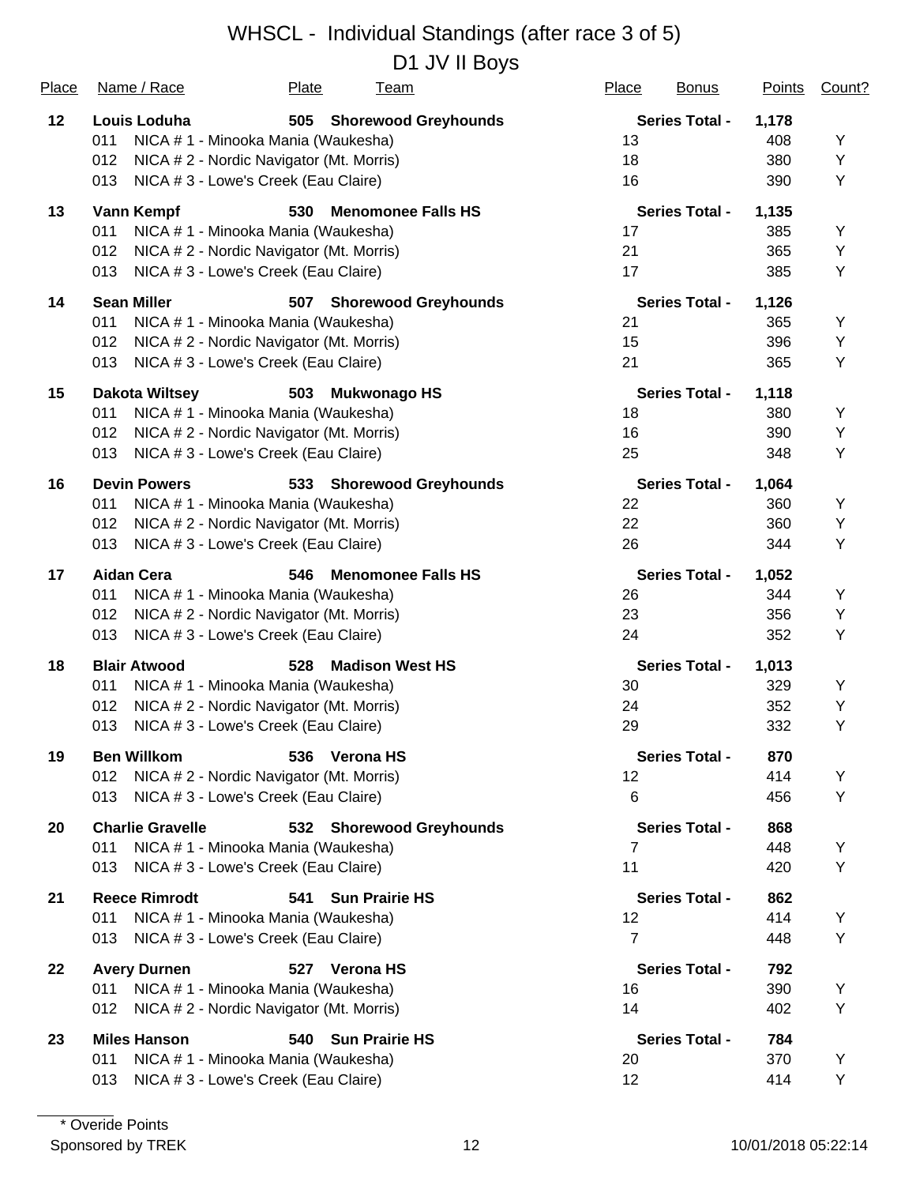# WHSCL - Individual Standings (after race 3 of 5)

## D1 JV II Boys

| Place | Name / Race | Plate | Team | Place | Bonus | Points | Count? |
|---|---|---|---|---|---|---|---|
| **12** | **Louis Loduha** | **505** | **Shorewood Greyhounds** | | **Series Total -** | **1,178** | |
| | 011 NICA # 1 - Minooka Mania (Waukesha) | | | 13 | | 408 | Y |
| | 012 NICA # 2 - Nordic Navigator (Mt. Morris) | | | 18 | | 380 | Y |
| | 013 NICA # 3 - Lowe's Creek (Eau Claire) | | | 16 | | 390 | Y |
| **13** | **Vann Kempf** | **530** | **Menomonee Falls HS** | | **Series Total -** | **1,135** | |
| | 011 NICA # 1 - Minooka Mania (Waukesha) | | | 17 | | 385 | Y |
| | 012 NICA # 2 - Nordic Navigator (Mt. Morris) | | | 21 | | 365 | Y |
| | 013 NICA # 3 - Lowe's Creek (Eau Claire) | | | 17 | | 385 | Y |
| **14** | **Sean Miller** | **507** | **Shorewood Greyhounds** | | **Series Total -** | **1,126** | |
| | 011 NICA # 1 - Minooka Mania (Waukesha) | | | 21 | | 365 | Y |
| | 012 NICA # 2 - Nordic Navigator (Mt. Morris) | | | 15 | | 396 | Y |
| | 013 NICA # 3 - Lowe's Creek (Eau Claire) | | | 21 | | 365 | Y |
| **15** | **Dakota Wiltsey** | **503** | **Mukwonago HS** | | **Series Total -** | **1,118** | |
| | 011 NICA # 1 - Minooka Mania (Waukesha) | | | 18 | | 380 | Y |
| | 012 NICA # 2 - Nordic Navigator (Mt. Morris) | | | 16 | | 390 | Y |
| | 013 NICA # 3 - Lowe's Creek (Eau Claire) | | | 25 | | 348 | Y |
| **16** | **Devin Powers** | **533** | **Shorewood Greyhounds** | | **Series Total -** | **1,064** | |
| | 011 NICA # 1 - Minooka Mania (Waukesha) | | | 22 | | 360 | Y |
| | 012 NICA # 2 - Nordic Navigator (Mt. Morris) | | | 22 | | 360 | Y |
| | 013 NICA # 3 - Lowe's Creek (Eau Claire) | | | 26 | | 344 | Y |
| **17** | **Aidan Cera** | **546** | **Menomonee Falls HS** | | **Series Total -** | **1,052** | |
| | 011 NICA # 1 - Minooka Mania (Waukesha) | | | 26 | | 344 | Y |
| | 012 NICA # 2 - Nordic Navigator (Mt. Morris) | | | 23 | | 356 | Y |
| | 013 NICA # 3 - Lowe's Creek (Eau Claire) | | | 24 | | 352 | Y |
| **18** | **Blair Atwood** | **528** | **Madison West HS** | | **Series Total -** | **1,013** | |
| | 011 NICA # 1 - Minooka Mania (Waukesha) | | | 30 | | 329 | Y |
| | 012 NICA # 2 - Nordic Navigator (Mt. Morris) | | | 24 | | 352 | Y |
| | 013 NICA # 3 - Lowe's Creek (Eau Claire) | | | 29 | | 332 | Y |
| **19** | **Ben Willkom** | **536** | **Verona HS** | | **Series Total -** | **870** | |
| | 012 NICA # 2 - Nordic Navigator (Mt. Morris) | | | 12 | | 414 | Y |
| | 013 NICA # 3 - Lowe's Creek (Eau Claire) | | | 6 | | 456 | Y |
| **20** | **Charlie Gravelle** | **532** | **Shorewood Greyhounds** | | **Series Total -** | **868** | |
| | 011 NICA # 1 - Minooka Mania (Waukesha) | | | 7 | | 448 | Y |
| | 013 NICA # 3 - Lowe's Creek (Eau Claire) | | | 11 | | 420 | Y |
| **21** | **Reece Rimrodt** | **541** | **Sun Prairie HS** | | **Series Total -** | **862** | |
| | 011 NICA # 1 - Minooka Mania (Waukesha) | | | 12 | | 414 | Y |
| | 013 NICA # 3 - Lowe's Creek (Eau Claire) | | | 7 | | 448 | Y |
| **22** | **Avery Durnen** | **527** | **Verona HS** | | **Series Total -** | **792** | |
| | 011 NICA # 1 - Minooka Mania (Waukesha) | | | 16 | | 390 | Y |
| | 012 NICA # 2 - Nordic Navigator (Mt. Morris) | | | 14 | | 402 | Y |
| **23** | **Miles Hanson** | **540** | **Sun Prairie HS** | | **Series Total -** | **784** | |
| | 011 NICA # 1 - Minooka Mania (Waukesha) | | | 20 | | 370 | Y |
| | 013 NICA # 3 - Lowe's Creek (Eau Claire) | | | 12 | | 414 | Y |

\* Overide Points

Sponsored by TREK

10/01/2018 05:22:14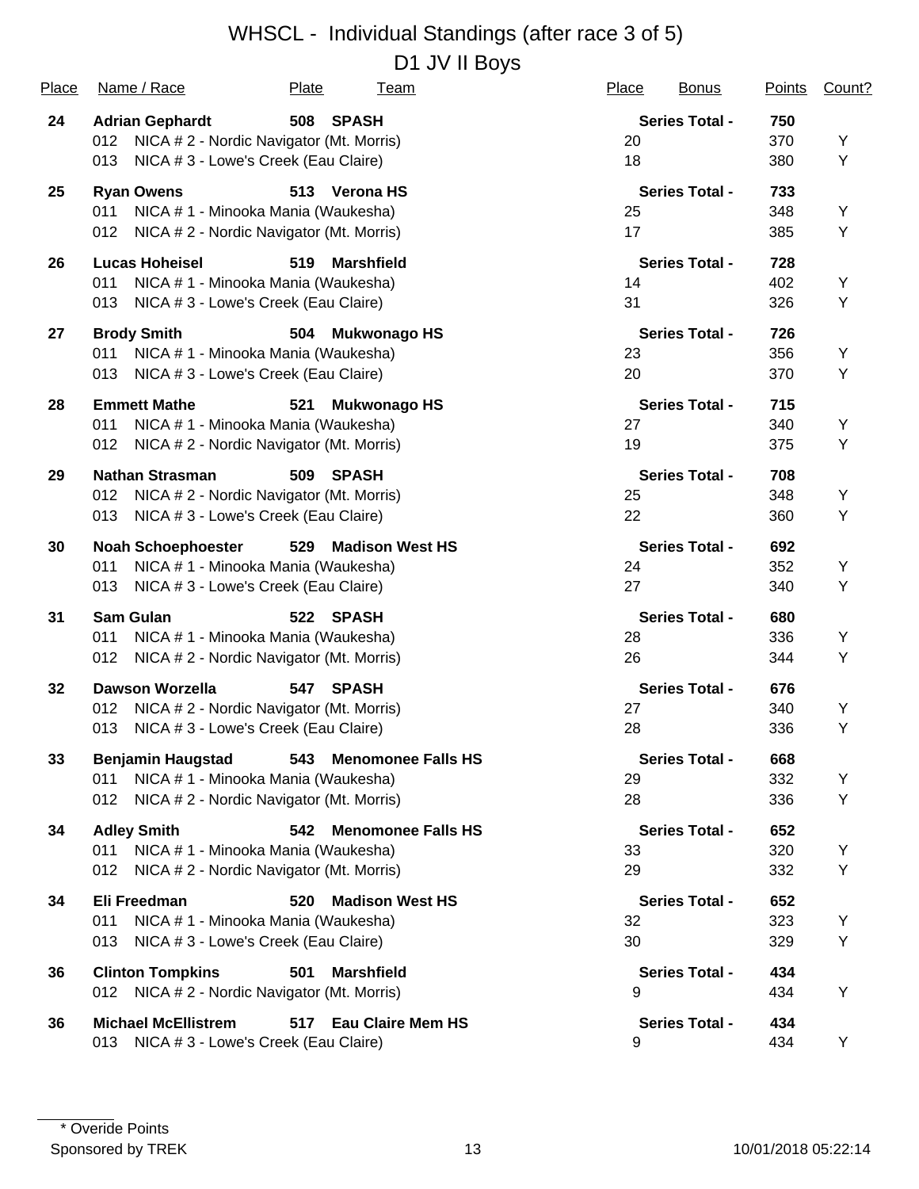# WHSCL - Individual Standings (after race 3 of 5)

## D1 JV II Boys

| Place | Name / Race | Plate | Team | Place | Bonus | Points | Count? |
|---|---|---|---|---|---|---|---|
| **24** | **Adrian Gephardt** | **508** | **SPASH** | | **Series Total -** | **750** | |
| | 012 NICA # 2 - Nordic Navigator (Mt. Morris) | | | 20 | | 370 | Y |
| | 013 NICA # 3 - Lowe's Creek (Eau Claire) | | | 18 | | 380 | Y |
| **25** | **Ryan Owens** | **513** | **Verona HS** | | **Series Total -** | **733** | |
| | 011 NICA # 1 - Minooka Mania (Waukesha) | | | 25 | | 348 | Y |
| | 012 NICA # 2 - Nordic Navigator (Mt. Morris) | | | 17 | | 385 | Y |
| **26** | **Lucas Hoheisel** | **519** | **Marshfield** | | **Series Total -** | **728** | |
| | 011 NICA # 1 - Minooka Mania (Waukesha) | | | 14 | | 402 | Y |
| | 013 NICA # 3 - Lowe's Creek (Eau Claire) | | | 31 | | 326 | Y |
| **27** | **Brody Smith** | **504** | **Mukwonago HS** | | **Series Total -** | **726** | |
| | 011 NICA # 1 - Minooka Mania (Waukesha) | | | 23 | | 356 | Y |
| | 013 NICA # 3 - Lowe's Creek (Eau Claire) | | | 20 | | 370 | Y |
| **28** | **Emmett Mathe** | **521** | **Mukwonago HS** | | **Series Total -** | **715** | |
| | 011 NICA # 1 - Minooka Mania (Waukesha) | | | 27 | | 340 | Y |
| | 012 NICA # 2 - Nordic Navigator (Mt. Morris) | | | 19 | | 375 | Y |
| **29** | **Nathan Strasman** | **509** | **SPASH** | | **Series Total -** | **708** | |
| | 012 NICA # 2 - Nordic Navigator (Mt. Morris) | | | 25 | | 348 | Y |
| | 013 NICA # 3 - Lowe's Creek (Eau Claire) | | | 22 | | 360 | Y |
| **30** | **Noah Schoephoester** | **529** | **Madison West HS** | | **Series Total -** | **692** | |
| | 011 NICA # 1 - Minooka Mania (Waukesha) | | | 24 | | 352 | Y |
| | 013 NICA # 3 - Lowe's Creek (Eau Claire) | | | 27 | | 340 | Y |
| **31** | **Sam Gulan** | **522** | **SPASH** | | **Series Total -** | **680** | |
| | 011 NICA # 1 - Minooka Mania (Waukesha) | | | 28 | | 336 | Y |
| | 012 NICA # 2 - Nordic Navigator (Mt. Morris) | | | 26 | | 344 | Y |
| **32** | **Dawson Worzella** | **547** | **SPASH** | | **Series Total -** | **676** | |
| | 012 NICA # 2 - Nordic Navigator (Mt. Morris) | | | 27 | | 340 | Y |
| | 013 NICA # 3 - Lowe's Creek (Eau Claire) | | | 28 | | 336 | Y |
| **33** | **Benjamin Haugstad** | **543** | **Menomonee Falls HS** | | **Series Total -** | **668** | |
| | 011 NICA # 1 - Minooka Mania (Waukesha) | | | 29 | | 332 | Y |
| | 012 NICA # 2 - Nordic Navigator (Mt. Morris) | | | 28 | | 336 | Y |
| **34** | **Adley Smith** | **542** | **Menomonee Falls HS** | | **Series Total -** | **652** | |
| | 011 NICA # 1 - Minooka Mania (Waukesha) | | | 33 | | 320 | Y |
| | 012 NICA # 2 - Nordic Navigator (Mt. Morris) | | | 29 | | 332 | Y |
| **34** | **Eli Freedman** | **520** | **Madison West HS** | | **Series Total -** | **652** | |
| | 011 NICA # 1 - Minooka Mania (Waukesha) | | | 32 | | 323 | Y |
| | 013 NICA # 3 - Lowe's Creek (Eau Claire) | | | 30 | | 329 | Y |
| **36** | **Clinton Tompkins** | **501** | **Marshfield** | | **Series Total -** | **434** | |
| | 012 NICA # 2 - Nordic Navigator (Mt. Morris) | | | 9 | | 434 | Y |
| **36** | **Michael McEllistrem** | **517** | **Eau Claire Mem HS** | | **Series Total -** | **434** | |
| | 013 NICA # 3 - Lowe's Creek (Eau Claire) | | | 9 | | 434 | Y |

\* Overide Points

Sponsored by TREK

10/01/2018 05:22:14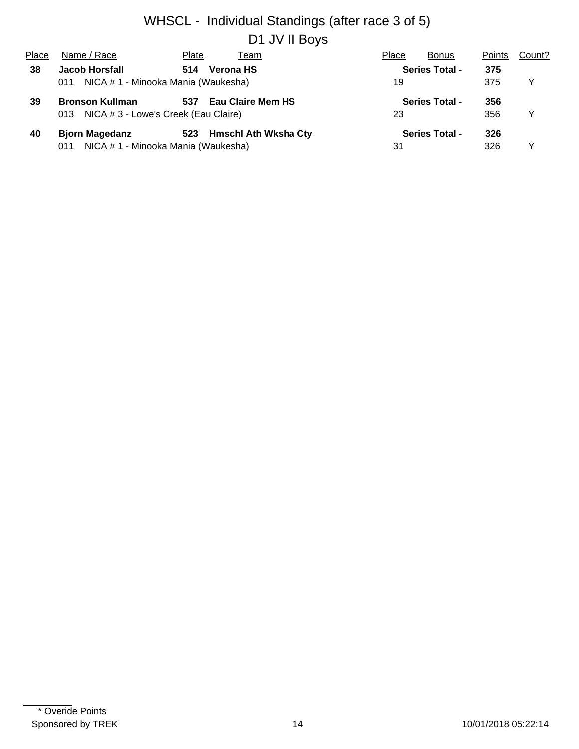# WHSCL - Individual Standings (after race 3 of 5)

## D1 JV II Boys

| Place | Name / Race | Plate | Team | Place | Bonus | Points | Count? |
|---|---|---|---|---|---|---|---|
| **38** | **Jacob Horsfall** | **514** | **Verona HS** | | **Series Total -** | **375** | |
| | 011 NICA # 1 - Minooka Mania (Waukesha) | | | 19 | | 375 | Y |
| **39** | **Bronson Kullman** | **537** | **Eau Claire Mem HS** | | **Series Total -** | **356** | |
| | 013 NICA # 3 - Lowe's Creek (Eau Claire) | | | 23 | | 356 | Y |
| **40** | **Bjorn Magedanz** | **523** | **Hmschl Ath Wksha Cty** | | **Series Total -** | **326** | |
| | 011 NICA # 1 - Minooka Mania (Waukesha) | | | 31 | | 326 | Y |

\* Overide Points

Sponsored by TREK

10/01/2018 05:22:14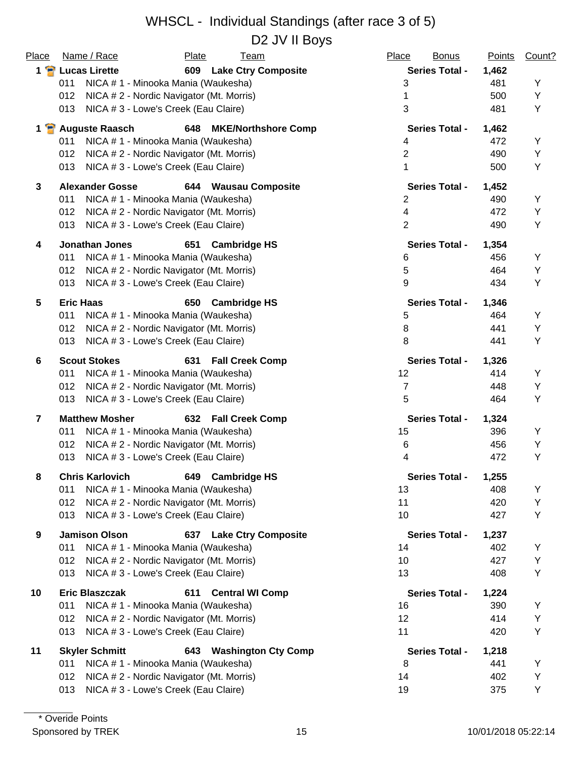# WHSCL - Individual Standings (after race 3 of 5)

## D2 JV II Boys

| Place | Name / Race | Plate | Team | Place | Bonus | Points | Count? |
|---|---|---|---|---|---|---|---|
| **1** | **Lucas Lirette** | **609** | **Lake Ctry Composite** | **Series Total -** | | **1,462** | |
| | 011 NICA # 1 - Minooka Mania (Waukesha) | | | 3 | | 481 | Y |
| | 012 NICA # 2 - Nordic Navigator (Mt. Morris) | | | 1 | | 500 | Y |
| | 013 NICA # 3 - Lowe's Creek (Eau Claire) | | | 3 | | 481 | Y |
| **1** | **Auguste Raasch** | **648** | **MKE/Northshore Comp** | **Series Total -** | | **1,462** | |
| | 011 NICA # 1 - Minooka Mania (Waukesha) | | | 4 | | 472 | Y |
| | 012 NICA # 2 - Nordic Navigator (Mt. Morris) | | | 2 | | 490 | Y |
| | 013 NICA # 3 - Lowe's Creek (Eau Claire) | | | 1 | | 500 | Y |
| **3** | **Alexander Gosse** | **644** | **Wausau Composite** | **Series Total -** | | **1,452** | |
| | 011 NICA # 1 - Minooka Mania (Waukesha) | | | 2 | | 490 | Y |
| | 012 NICA # 2 - Nordic Navigator (Mt. Morris) | | | 4 | | 472 | Y |
| | 013 NICA # 3 - Lowe's Creek (Eau Claire) | | | 2 | | 490 | Y |
| **4** | **Jonathan Jones** | **651** | **Cambridge HS** | **Series Total -** | | **1,354** | |
| | 011 NICA # 1 - Minooka Mania (Waukesha) | | | 6 | | 456 | Y |
| | 012 NICA # 2 - Nordic Navigator (Mt. Morris) | | | 5 | | 464 | Y |
| | 013 NICA # 3 - Lowe's Creek (Eau Claire) | | | 9 | | 434 | Y |
| **5** | **Eric Haas** | **650** | **Cambridge HS** | **Series Total -** | | **1,346** | |
| | 011 NICA # 1 - Minooka Mania (Waukesha) | | | 5 | | 464 | Y |
| | 012 NICA # 2 - Nordic Navigator (Mt. Morris) | | | 8 | | 441 | Y |
| | 013 NICA # 3 - Lowe's Creek (Eau Claire) | | | 8 | | 441 | Y |
| **6** | **Scout Stokes** | **631** | **Fall Creek Comp** | **Series Total -** | | **1,326** | |
| | 011 NICA # 1 - Minooka Mania (Waukesha) | | | 12 | | 414 | Y |
| | 012 NICA # 2 - Nordic Navigator (Mt. Morris) | | | 7 | | 448 | Y |
| | 013 NICA # 3 - Lowe's Creek (Eau Claire) | | | 5 | | 464 | Y |
| **7** | **Matthew Mosher** | **632** | **Fall Creek Comp** | **Series Total -** | | **1,324** | |
| | 011 NICA # 1 - Minooka Mania (Waukesha) | | | 15 | | 396 | Y |
| | 012 NICA # 2 - Nordic Navigator (Mt. Morris) | | | 6 | | 456 | Y |
| | 013 NICA # 3 - Lowe's Creek (Eau Claire) | | | 4 | | 472 | Y |
| **8** | **Chris Karlovich** | **649** | **Cambridge HS** | **Series Total -** | | **1,255** | |
| | 011 NICA # 1 - Minooka Mania (Waukesha) | | | 13 | | 408 | Y |
| | 012 NICA # 2 - Nordic Navigator (Mt. Morris) | | | 11 | | 420 | Y |
| | 013 NICA # 3 - Lowe's Creek (Eau Claire) | | | 10 | | 427 | Y |
| **9** | **Jamison Olson** | **637** | **Lake Ctry Composite** | **Series Total -** | | **1,237** | |
| | 011 NICA # 1 - Minooka Mania (Waukesha) | | | 14 | | 402 | Y |
| | 012 NICA # 2 - Nordic Navigator (Mt. Morris) | | | 10 | | 427 | Y |
| | 013 NICA # 3 - Lowe's Creek (Eau Claire) | | | 13 | | 408 | Y |
| **10** | **Eric Blaszczak** | **611** | **Central WI Comp** | **Series Total -** | | **1,224** | |
| | 011 NICA # 1 - Minooka Mania (Waukesha) | | | 16 | | 390 | Y |
| | 012 NICA # 2 - Nordic Navigator (Mt. Morris) | | | 12 | | 414 | Y |
| | 013 NICA # 3 - Lowe's Creek (Eau Claire) | | | 11 | | 420 | Y |
| **11** | **Skyler Schmitt** | **643** | **Washington Cty Comp** | **Series Total -** | | **1,218** | |
| | 011 NICA # 1 - Minooka Mania (Waukesha) | | | 8 | | 441 | Y |
| | 012 NICA # 2 - Nordic Navigator (Mt. Morris) | | | 14 | | 402 | Y |
| | 013 NICA # 3 - Lowe's Creek (Eau Claire) | | | 19 | | 375 | Y |

\* Overide Points

Sponsored by TREK

10/01/2018 05:22:14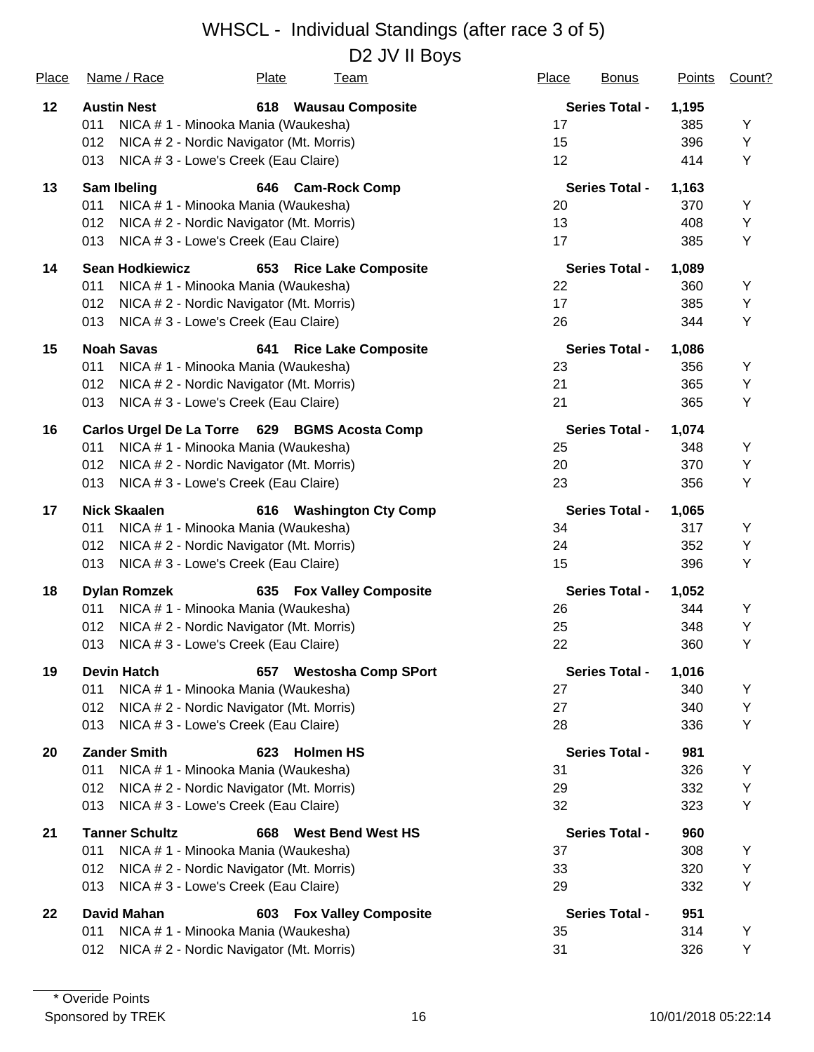# WHSCL - Individual Standings (after race 3 of 5)

## D2 JV II Boys

| Place | Name / Race | Plate | Team | Place | Bonus | Points | Count? |
|---|---|---|---|---|---|---|---|
| **12** | **Austin Nest** | **618** | **Wausau Composite** | | **Series Total -** | **1,195** | |
| | 011 NICA # 1 - Minooka Mania (Waukesha) | | | 17 | | 385 | Y |
| | 012 NICA # 2 - Nordic Navigator (Mt. Morris) | | | 15 | | 396 | Y |
| | 013 NICA # 3 - Lowe's Creek (Eau Claire) | | | 12 | | 414 | Y |
| **13** | **Sam Ibeling** | **646** | **Cam-Rock Comp** | | **Series Total -** | **1,163** | |
| | 011 NICA # 1 - Minooka Mania (Waukesha) | | | 20 | | 370 | Y |
| | 012 NICA # 2 - Nordic Navigator (Mt. Morris) | | | 13 | | 408 | Y |
| | 013 NICA # 3 - Lowe's Creek (Eau Claire) | | | 17 | | 385 | Y |
| **14** | **Sean Hodkiewicz** | **653** | **Rice Lake Composite** | | **Series Total -** | **1,089** | |
| | 011 NICA # 1 - Minooka Mania (Waukesha) | | | 22 | | 360 | Y |
| | 012 NICA # 2 - Nordic Navigator (Mt. Morris) | | | 17 | | 385 | Y |
| | 013 NICA # 3 - Lowe's Creek (Eau Claire) | | | 26 | | 344 | Y |
| **15** | **Noah Savas** | **641** | **Rice Lake Composite** | | **Series Total -** | **1,086** | |
| | 011 NICA # 1 - Minooka Mania (Waukesha) | | | 23 | | 356 | Y |
| | 012 NICA # 2 - Nordic Navigator (Mt. Morris) | | | 21 | | 365 | Y |
| | 013 NICA # 3 - Lowe's Creek (Eau Claire) | | | 21 | | 365 | Y |
| **16** | **Carlos Urgel De La Torre** | **629** | **BGMS Acosta Comp** | | **Series Total -** | **1,074** | |
| | 011 NICA # 1 - Minooka Mania (Waukesha) | | | 25 | | 348 | Y |
| | 012 NICA # 2 - Nordic Navigator (Mt. Morris) | | | 20 | | 370 | Y |
| | 013 NICA # 3 - Lowe's Creek (Eau Claire) | | | 23 | | 356 | Y |
| **17** | **Nick Skaalen** | **616** | **Washington Cty Comp** | | **Series Total -** | **1,065** | |
| | 011 NICA # 1 - Minooka Mania (Waukesha) | | | 34 | | 317 | Y |
| | 012 NICA # 2 - Nordic Navigator (Mt. Morris) | | | 24 | | 352 | Y |
| | 013 NICA # 3 - Lowe's Creek (Eau Claire) | | | 15 | | 396 | Y |
| **18** | **Dylan Romzek** | **635** | **Fox Valley Composite** | | **Series Total -** | **1,052** | |
| | 011 NICA # 1 - Minooka Mania (Waukesha) | | | 26 | | 344 | Y |
| | 012 NICA # 2 - Nordic Navigator (Mt. Morris) | | | 25 | | 348 | Y |
| | 013 NICA # 3 - Lowe's Creek (Eau Claire) | | | 22 | | 360 | Y |
| **19** | **Devin Hatch** | **657** | **Westosha Comp SPort** | | **Series Total -** | **1,016** | |
| | 011 NICA # 1 - Minooka Mania (Waukesha) | | | 27 | | 340 | Y |
| | 012 NICA # 2 - Nordic Navigator (Mt. Morris) | | | 27 | | 340 | Y |
| | 013 NICA # 3 - Lowe's Creek (Eau Claire) | | | 28 | | 336 | Y |
| **20** | **Zander Smith** | **623** | **Holmen HS** | | **Series Total -** | **981** | |
| | 011 NICA # 1 - Minooka Mania (Waukesha) | | | 31 | | 326 | Y |
| | 012 NICA # 2 - Nordic Navigator (Mt. Morris) | | | 29 | | 332 | Y |
| | 013 NICA # 3 - Lowe's Creek (Eau Claire) | | | 32 | | 323 | Y |
| **21** | **Tanner Schultz** | **668** | **West Bend West HS** | | **Series Total -** | **960** | |
| | 011 NICA # 1 - Minooka Mania (Waukesha) | | | 37 | | 308 | Y |
| | 012 NICA # 2 - Nordic Navigator (Mt. Morris) | | | 33 | | 320 | Y |
| | 013 NICA # 3 - Lowe's Creek (Eau Claire) | | | 29 | | 332 | Y |
| **22** | **David Mahan** | **603** | **Fox Valley Composite** | | **Series Total -** | **951** | |
| | 011 NICA # 1 - Minooka Mania (Waukesha) | | | 35 | | 314 | Y |
| | 012 NICA # 2 - Nordic Navigator (Mt. Morris) | | | 31 | | 326 | Y |

\* Overide Points

Sponsored by TREK

10/01/2018 05:22:14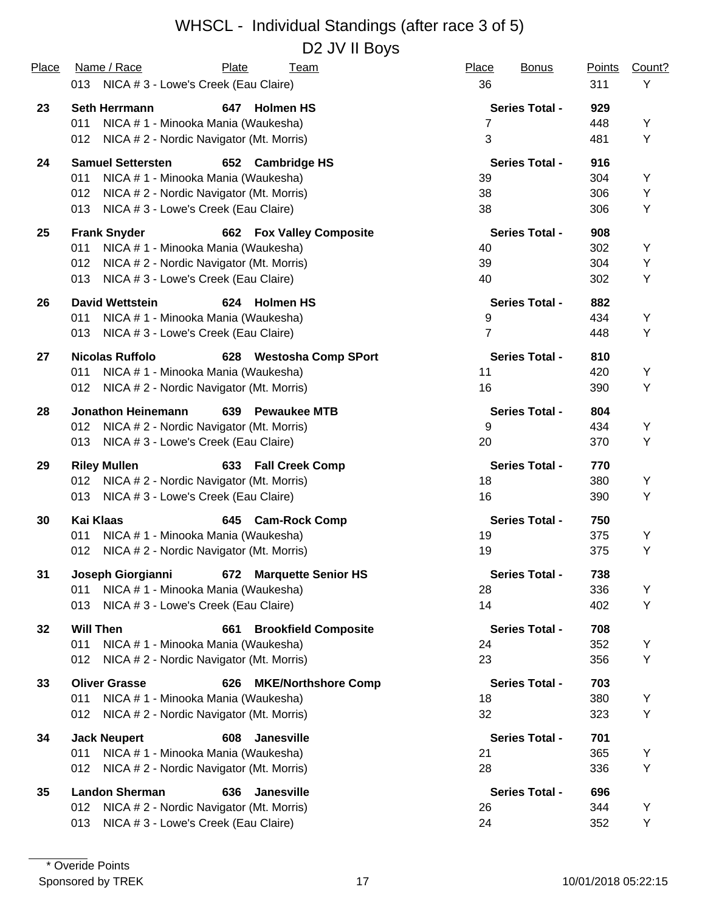# WHSCL - Individual Standings (after race 3 of 5)

## D2 JV II Boys

| Place | Name / Race | Plate | Team | Place | Bonus | Points | Count? |
|---|---|---|---|---|---|---|---|
| | 013 NICA # 3 - Lowe's Creek (Eau Claire) | | | 36 | | 311 | Y |
| **23** | **Seth Herrmann** | **647** | **Holmen HS** | | **Series Total -** | **929** | |
| | 011 NICA # 1 - Minooka Mania (Waukesha) | | | 7 | | 448 | Y |
| | 012 NICA # 2 - Nordic Navigator (Mt. Morris) | | | 3 | | 481 | Y |
| **24** | **Samuel Settersten** | **652** | **Cambridge HS** | | **Series Total -** | **916** | |
| | 011 NICA # 1 - Minooka Mania (Waukesha) | | | 39 | | 304 | Y |
| | 012 NICA # 2 - Nordic Navigator (Mt. Morris) | | | 38 | | 306 | Y |
| | 013 NICA # 3 - Lowe's Creek (Eau Claire) | | | 38 | | 306 | Y |
| **25** | **Frank Snyder** | **662** | **Fox Valley Composite** | | **Series Total -** | **908** | |
| | 011 NICA # 1 - Minooka Mania (Waukesha) | | | 40 | | 302 | Y |
| | 012 NICA # 2 - Nordic Navigator (Mt. Morris) | | | 39 | | 304 | Y |
| | 013 NICA # 3 - Lowe's Creek (Eau Claire) | | | 40 | | 302 | Y |
| **26** | **David Wettstein** | **624** | **Holmen HS** | | **Series Total -** | **882** | |
| | 011 NICA # 1 - Minooka Mania (Waukesha) | | | 9 | | 434 | Y |
| | 013 NICA # 3 - Lowe's Creek (Eau Claire) | | | 7 | | 448 | Y |
| **27** | **Nicolas Ruffolo** | **628** | **Westosha Comp SPort** | | **Series Total -** | **810** | |
| | 011 NICA # 1 - Minooka Mania (Waukesha) | | | 11 | | 420 | Y |
| | 012 NICA # 2 - Nordic Navigator (Mt. Morris) | | | 16 | | 390 | Y |
| **28** | **Jonathon Heinemann** | **639** | **Pewaukee MTB** | | **Series Total -** | **804** | |
| | 012 NICA # 2 - Nordic Navigator (Mt. Morris) | | | 9 | | 434 | Y |
| | 013 NICA # 3 - Lowe's Creek (Eau Claire) | | | 20 | | 370 | Y |
| **29** | **Riley Mullen** | **633** | **Fall Creek Comp** | | **Series Total -** | **770** | |
| | 012 NICA # 2 - Nordic Navigator (Mt. Morris) | | | 18 | | 380 | Y |
| | 013 NICA # 3 - Lowe's Creek (Eau Claire) | | | 16 | | 390 | Y |
| **30** | **Kai Klaas** | **645** | **Cam-Rock Comp** | | **Series Total -** | **750** | |
| | 011 NICA # 1 - Minooka Mania (Waukesha) | | | 19 | | 375 | Y |
| | 012 NICA # 2 - Nordic Navigator (Mt. Morris) | | | 19 | | 375 | Y |
| **31** | **Joseph Giorgianni** | **672** | **Marquette Senior HS** | | **Series Total -** | **738** | |
| | 011 NICA # 1 - Minooka Mania (Waukesha) | | | 28 | | 336 | Y |
| | 013 NICA # 3 - Lowe's Creek (Eau Claire) | | | 14 | | 402 | Y |
| **32** | **Will Then** | **661** | **Brookfield Composite** | | **Series Total -** | **708** | |
| | 011 NICA # 1 - Minooka Mania (Waukesha) | | | 24 | | 352 | Y |
| | 012 NICA # 2 - Nordic Navigator (Mt. Morris) | | | 23 | | 356 | Y |
| **33** | **Oliver Grasse** | **626** | **MKE/Northshore Comp** | | **Series Total -** | **703** | |
| | 011 NICA # 1 - Minooka Mania (Waukesha) | | | 18 | | 380 | Y |
| | 012 NICA # 2 - Nordic Navigator (Mt. Morris) | | | 32 | | 323 | Y |
| **34** | **Jack Neupert** | **608** | **Janesville** | | **Series Total -** | **701** | |
| | 011 NICA # 1 - Minooka Mania (Waukesha) | | | 21 | | 365 | Y |
| | 012 NICA # 2 - Nordic Navigator (Mt. Morris) | | | 28 | | 336 | Y |
| **35** | **Landon Sherman** | **636** | **Janesville** | | **Series Total -** | **696** | |
| | 012 NICA # 2 - Nordic Navigator (Mt. Morris) | | | 26 | | 344 | Y |
| | 013 NICA # 3 - Lowe's Creek (Eau Claire) | | | 24 | | 352 | Y |

\* Overide Points

Sponsored by TREK — 10/01/2018 05:22:15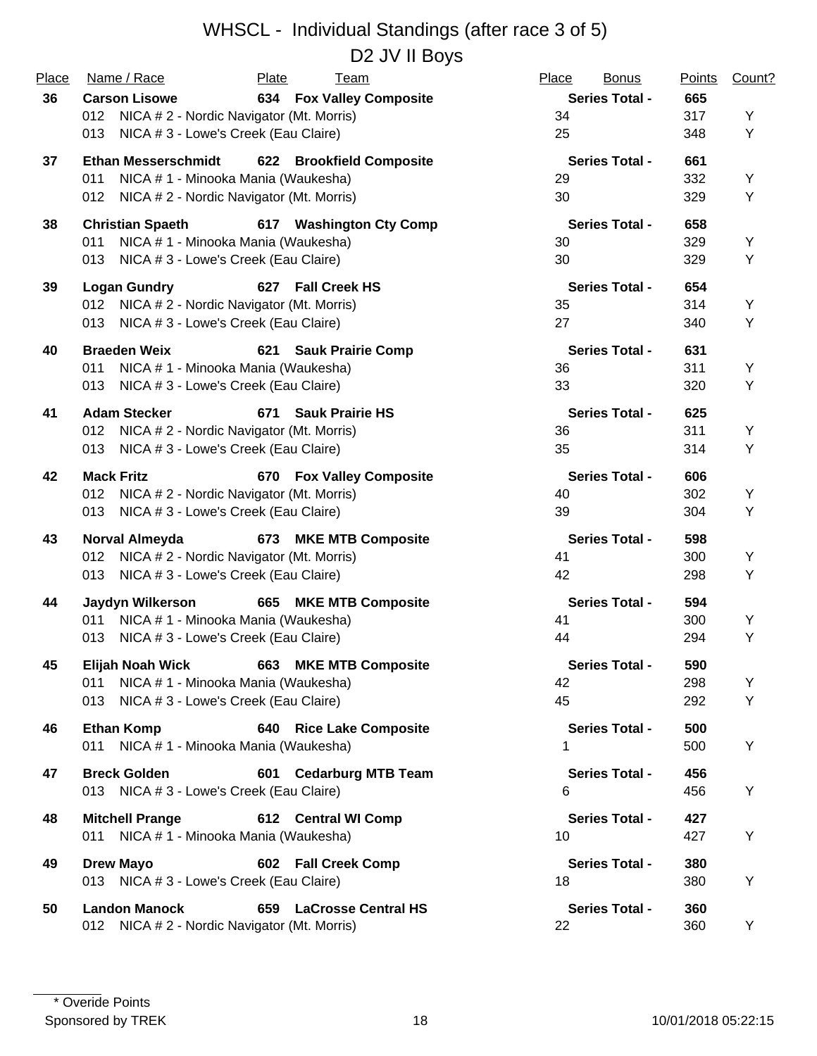# WHSCL - Individual Standings (after race 3 of 5)

## D2 JV II Boys

| Place | Name / Race | Plate | Team | Place | Bonus | Points | Count? |
|---|---|---|---|---|---|---|---|
| **36** | **Carson Lisowe** | **634** | **Fox Valley Composite** | | **Series Total -** | **665** | |
| | 012 NICA # 2 - Nordic Navigator (Mt. Morris) | | | 34 | | 317 | Y |
| | 013 NICA # 3 - Lowe's Creek (Eau Claire) | | | 25 | | 348 | Y |
| **37** | **Ethan Messerschmidt** | **622** | **Brookfield Composite** | | **Series Total -** | **661** | |
| | 011 NICA # 1 - Minooka Mania (Waukesha) | | | 29 | | 332 | Y |
| | 012 NICA # 2 - Nordic Navigator (Mt. Morris) | | | 30 | | 329 | Y |
| **38** | **Christian Spaeth** | **617** | **Washington Cty Comp** | | **Series Total -** | **658** | |
| | 011 NICA # 1 - Minooka Mania (Waukesha) | | | 30 | | 329 | Y |
| | 013 NICA # 3 - Lowe's Creek (Eau Claire) | | | 30 | | 329 | Y |
| **39** | **Logan Gundry** | **627** | **Fall Creek HS** | | **Series Total -** | **654** | |
| | 012 NICA # 2 - Nordic Navigator (Mt. Morris) | | | 35 | | 314 | Y |
| | 013 NICA # 3 - Lowe's Creek (Eau Claire) | | | 27 | | 340 | Y |
| **40** | **Braeden Weix** | **621** | **Sauk Prairie Comp** | | **Series Total -** | **631** | |
| | 011 NICA # 1 - Minooka Mania (Waukesha) | | | 36 | | 311 | Y |
| | 013 NICA # 3 - Lowe's Creek (Eau Claire) | | | 33 | | 320 | Y |
| **41** | **Adam Stecker** | **671** | **Sauk Prairie HS** | | **Series Total -** | **625** | |
| | 012 NICA # 2 - Nordic Navigator (Mt. Morris) | | | 36 | | 311 | Y |
| | 013 NICA # 3 - Lowe's Creek (Eau Claire) | | | 35 | | 314 | Y |
| **42** | **Mack Fritz** | **670** | **Fox Valley Composite** | | **Series Total -** | **606** | |
| | 012 NICA # 2 - Nordic Navigator (Mt. Morris) | | | 40 | | 302 | Y |
| | 013 NICA # 3 - Lowe's Creek (Eau Claire) | | | 39 | | 304 | Y |
| **43** | **Norval Almeyda** | **673** | **MKE MTB Composite** | | **Series Total -** | **598** | |
| | 012 NICA # 2 - Nordic Navigator (Mt. Morris) | | | 41 | | 300 | Y |
| | 013 NICA # 3 - Lowe's Creek (Eau Claire) | | | 42 | | 298 | Y |
| **44** | **Jaydyn Wilkerson** | **665** | **MKE MTB Composite** | | **Series Total -** | **594** | |
| | 011 NICA # 1 - Minooka Mania (Waukesha) | | | 41 | | 300 | Y |
| | 013 NICA # 3 - Lowe's Creek (Eau Claire) | | | 44 | | 294 | Y |
| **45** | **Elijah Noah Wick** | **663** | **MKE MTB Composite** | | **Series Total -** | **590** | |
| | 011 NICA # 1 - Minooka Mania (Waukesha) | | | 42 | | 298 | Y |
| | 013 NICA # 3 - Lowe's Creek (Eau Claire) | | | 45 | | 292 | Y |
| **46** | **Ethan Komp** | **640** | **Rice Lake Composite** | | **Series Total -** | **500** | |
| | 011 NICA # 1 - Minooka Mania (Waukesha) | | | 1 | | 500 | Y |
| **47** | **Breck Golden** | **601** | **Cedarburg MTB Team** | | **Series Total -** | **456** | |
| | 013 NICA # 3 - Lowe's Creek (Eau Claire) | | | 6 | | 456 | Y |
| **48** | **Mitchell Prange** | **612** | **Central WI Comp** | | **Series Total -** | **427** | |
| | 011 NICA # 1 - Minooka Mania (Waukesha) | | | 10 | | 427 | Y |
| **49** | **Drew Mayo** | **602** | **Fall Creek Comp** | | **Series Total -** | **380** | |
| | 013 NICA # 3 - Lowe's Creek (Eau Claire) | | | 18 | | 380 | Y |
| **50** | **Landon Manock** | **659** | **LaCrosse Central HS** | | **Series Total -** | **360** | |
| | 012 NICA # 2 - Nordic Navigator (Mt. Morris) | | | 22 | | 360 | Y |

\* Overide Points

Sponsored by TREK

10/01/2018 05:22:15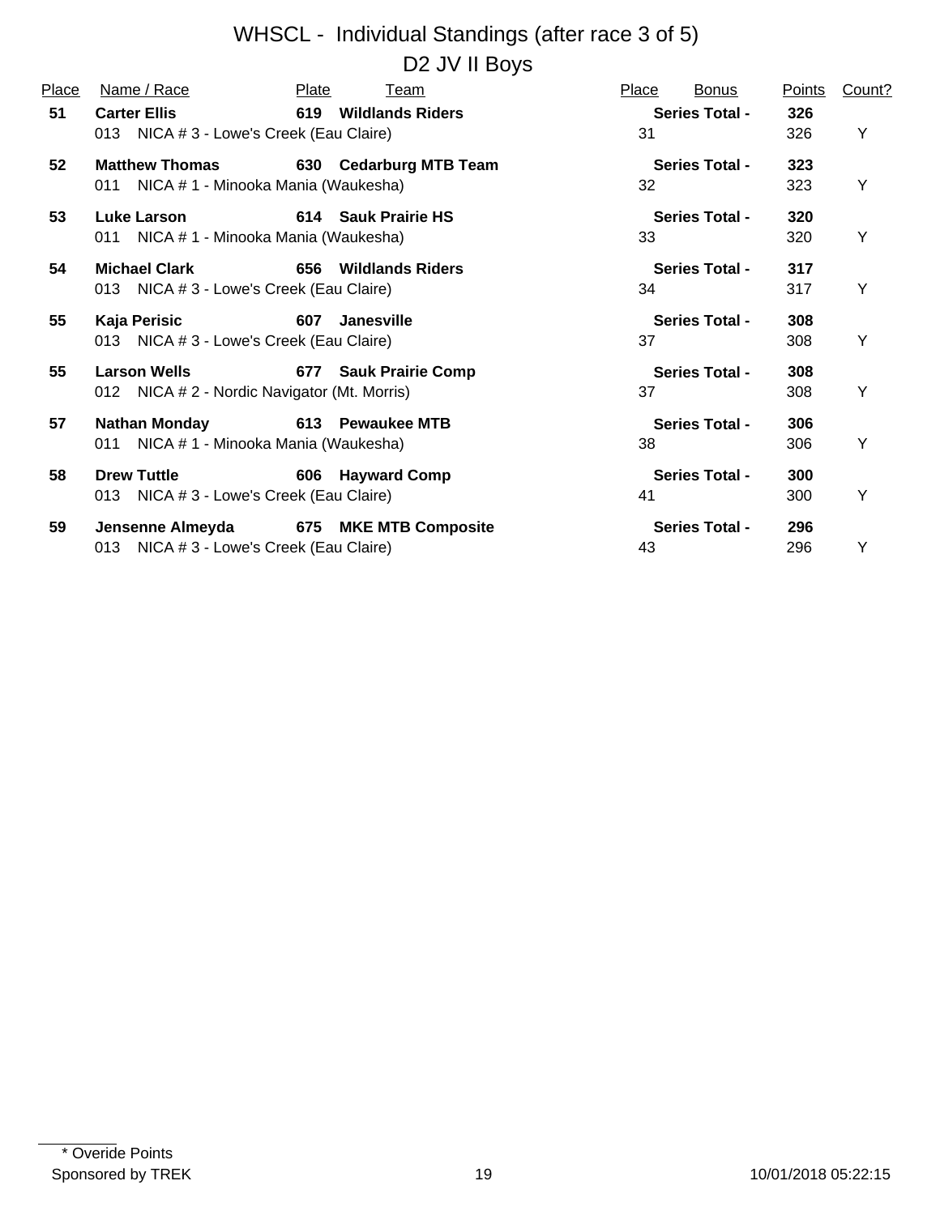# WHSCL - Individual Standings (after race 3 of 5)

## D2 JV II Boys

| Place | Name / Race | Plate | Team | Place | Bonus | Points | Count? |
|---|---|---|---|---|---|---|---|
| **51** | **Carter Ellis** | **619** | **Wildlands Riders** | | **Series Total -** | **326** | |
| | 013 NICA # 3 - Lowe's Creek (Eau Claire) | | | 31 | | 326 | Y |
| **52** | **Matthew Thomas** | **630** | **Cedarburg MTB Team** | | **Series Total -** | **323** | |
| | 011 NICA # 1 - Minooka Mania (Waukesha) | | | 32 | | 323 | Y |
| **53** | **Luke Larson** | **614** | **Sauk Prairie HS** | | **Series Total -** | **320** | |
| | 011 NICA # 1 - Minooka Mania (Waukesha) | | | 33 | | 320 | Y |
| **54** | **Michael Clark** | **656** | **Wildlands Riders** | | **Series Total -** | **317** | |
| | 013 NICA # 3 - Lowe's Creek (Eau Claire) | | | 34 | | 317 | Y |
| **55** | **Kaja Perisic** | **607** | **Janesville** | | **Series Total -** | **308** | |
| | 013 NICA # 3 - Lowe's Creek (Eau Claire) | | | 37 | | 308 | Y |
| **55** | **Larson Wells** | **677** | **Sauk Prairie Comp** | | **Series Total -** | **308** | |
| | 012 NICA # 2 - Nordic Navigator (Mt. Morris) | | | 37 | | 308 | Y |
| **57** | **Nathan Monday** | **613** | **Pewaukee MTB** | | **Series Total -** | **306** | |
| | 011 NICA # 1 - Minooka Mania (Waukesha) | | | 38 | | 306 | Y |
| **58** | **Drew Tuttle** | **606** | **Hayward Comp** | | **Series Total -** | **300** | |
| | 013 NICA # 3 - Lowe's Creek (Eau Claire) | | | 41 | | 300 | Y |
| **59** | **Jensenne Almeyda** | **675** | **MKE MTB Composite** | | **Series Total -** | **296** | |
| | 013 NICA # 3 - Lowe's Creek (Eau Claire) | | | 43 | | 296 | Y |

\* Overide Points

Sponsored by TREK 10/01/2018 05:22:15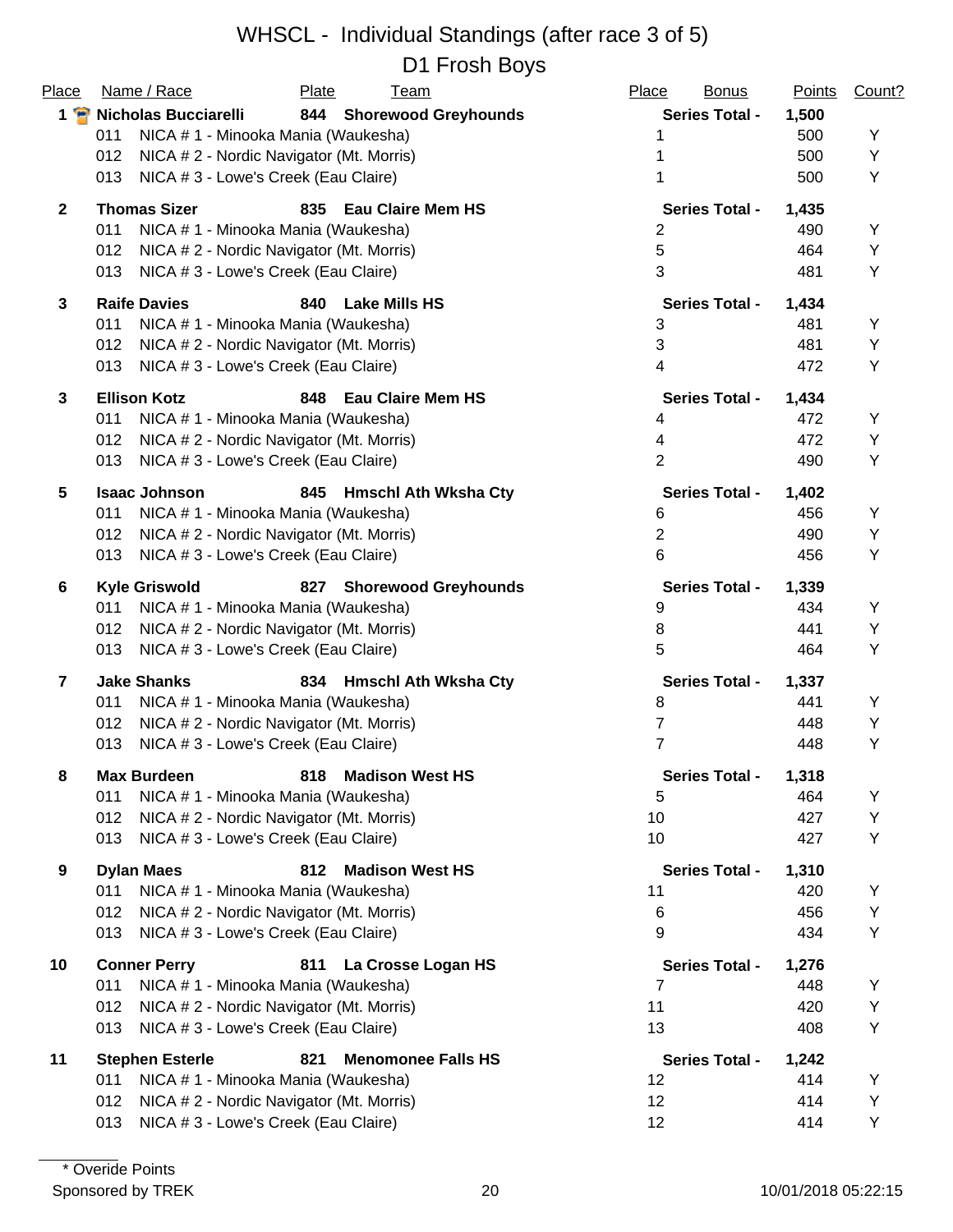# WHSCL - Individual Standings (after race 3 of 5)

## D1 Frosh Boys

| Place | Name / Race | Plate | Team | Place | Bonus | Points | Count? |
|---|---|---|---|---|---|---|---|
| **1** | **Nicholas Bucciarelli** | **844** | **Shorewood Greyhounds** | **Series Total -** | | **1,500** | |
| | 011 NICA # 1 - Minooka Mania (Waukesha) | | | 1 | | 500 | Y |
| | 012 NICA # 2 - Nordic Navigator (Mt. Morris) | | | 1 | | 500 | Y |
| | 013 NICA # 3 - Lowe's Creek (Eau Claire) | | | 1 | | 500 | Y |
| **2** | **Thomas Sizer** | **835** | **Eau Claire Mem HS** | **Series Total -** | | **1,435** | |
| | 011 NICA # 1 - Minooka Mania (Waukesha) | | | 2 | | 490 | Y |
| | 012 NICA # 2 - Nordic Navigator (Mt. Morris) | | | 5 | | 464 | Y |
| | 013 NICA # 3 - Lowe's Creek (Eau Claire) | | | 3 | | 481 | Y |
| **3** | **Raife Davies** | **840** | **Lake Mills HS** | **Series Total -** | | **1,434** | |
| | 011 NICA # 1 - Minooka Mania (Waukesha) | | | 3 | | 481 | Y |
| | 012 NICA # 2 - Nordic Navigator (Mt. Morris) | | | 3 | | 481 | Y |
| | 013 NICA # 3 - Lowe's Creek (Eau Claire) | | | 4 | | 472 | Y |
| **3** | **Ellison Kotz** | **848** | **Eau Claire Mem HS** | **Series Total -** | | **1,434** | |
| | 011 NICA # 1 - Minooka Mania (Waukesha) | | | 4 | | 472 | Y |
| | 012 NICA # 2 - Nordic Navigator (Mt. Morris) | | | 4 | | 472 | Y |
| | 013 NICA # 3 - Lowe's Creek (Eau Claire) | | | 2 | | 490 | Y |
| **5** | **Isaac Johnson** | **845** | **Hmschl Ath Wksha Cty** | **Series Total -** | | **1,402** | |
| | 011 NICA # 1 - Minooka Mania (Waukesha) | | | 6 | | 456 | Y |
| | 012 NICA # 2 - Nordic Navigator (Mt. Morris) | | | 2 | | 490 | Y |
| | 013 NICA # 3 - Lowe's Creek (Eau Claire) | | | 6 | | 456 | Y |
| **6** | **Kyle Griswold** | **827** | **Shorewood Greyhounds** | **Series Total -** | | **1,339** | |
| | 011 NICA # 1 - Minooka Mania (Waukesha) | | | 9 | | 434 | Y |
| | 012 NICA # 2 - Nordic Navigator (Mt. Morris) | | | 8 | | 441 | Y |
| | 013 NICA # 3 - Lowe's Creek (Eau Claire) | | | 5 | | 464 | Y |
| **7** | **Jake Shanks** | **834** | **Hmschl Ath Wksha Cty** | **Series Total -** | | **1,337** | |
| | 011 NICA # 1 - Minooka Mania (Waukesha) | | | 8 | | 441 | Y |
| | 012 NICA # 2 - Nordic Navigator (Mt. Morris) | | | 7 | | 448 | Y |
| | 013 NICA # 3 - Lowe's Creek (Eau Claire) | | | 7 | | 448 | Y |
| **8** | **Max Burdeen** | **818** | **Madison West HS** | **Series Total -** | | **1,318** | |
| | 011 NICA # 1 - Minooka Mania (Waukesha) | | | 5 | | 464 | Y |
| | 012 NICA # 2 - Nordic Navigator (Mt. Morris) | | | 10 | | 427 | Y |
| | 013 NICA # 3 - Lowe's Creek (Eau Claire) | | | 10 | | 427 | Y |
| **9** | **Dylan Maes** | **812** | **Madison West HS** | **Series Total -** | | **1,310** | |
| | 011 NICA # 1 - Minooka Mania (Waukesha) | | | 11 | | 420 | Y |
| | 012 NICA # 2 - Nordic Navigator (Mt. Morris) | | | 6 | | 456 | Y |
| | 013 NICA # 3 - Lowe's Creek (Eau Claire) | | | 9 | | 434 | Y |
| **10** | **Conner Perry** | **811** | **La Crosse Logan HS** | **Series Total -** | | **1,276** | |
| | 011 NICA # 1 - Minooka Mania (Waukesha) | | | 7 | | 448 | Y |
| | 012 NICA # 2 - Nordic Navigator (Mt. Morris) | | | 11 | | 420 | Y |
| | 013 NICA # 3 - Lowe's Creek (Eau Claire) | | | 13 | | 408 | Y |
| **11** | **Stephen Esterle** | **821** | **Menomonee Falls HS** | **Series Total -** | | **1,242** | |
| | 011 NICA # 1 - Minooka Mania (Waukesha) | | | 12 | | 414 | Y |
| | 012 NICA # 2 - Nordic Navigator (Mt. Morris) | | | 12 | | 414 | Y |
| | 013 NICA # 3 - Lowe's Creek (Eau Claire) | | | 12 | | 414 | Y |

* Overide Points

Sponsored by TREK — 10/01/2018 05:22:15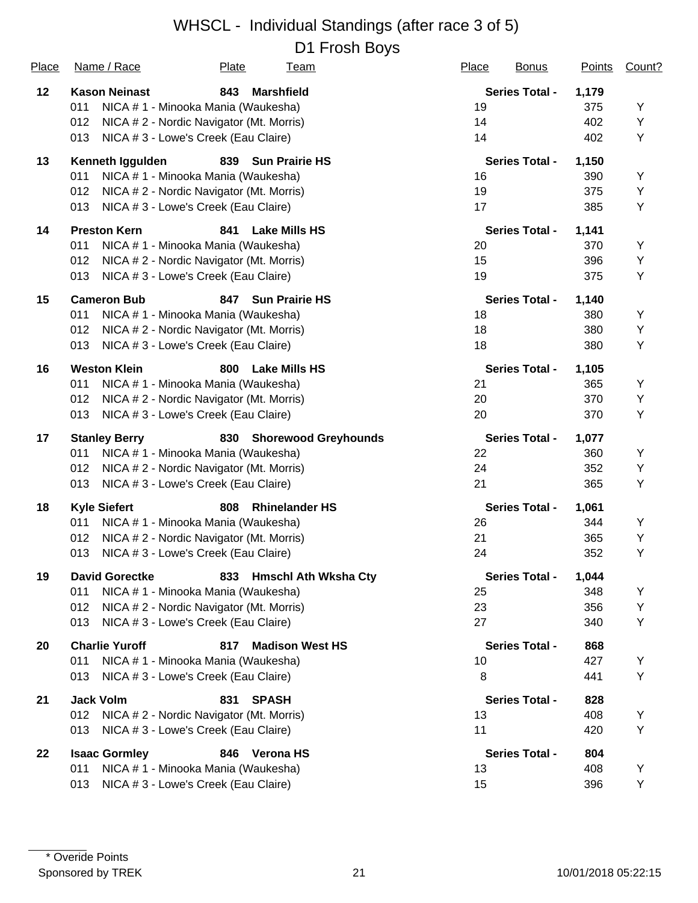# WHSCL - Individual Standings (after race 3 of 5)

## D1 Frosh Boys

| Place | Name / Race | Plate | Team | Place | Bonus | Points | Count? |
|---|---|---|---|---|---|---|---|
| **12** | **Kason Neinast** | **843** | **Marshfield** | | **Series Total -** | **1,179** | |
| | 011 NICA # 1 - Minooka Mania (Waukesha) | | | 19 | | 375 | Y |
| | 012 NICA # 2 - Nordic Navigator (Mt. Morris) | | | 14 | | 402 | Y |
| | 013 NICA # 3 - Lowe's Creek (Eau Claire) | | | 14 | | 402 | Y |
| **13** | **Kenneth Iggulden** | **839** | **Sun Prairie HS** | | **Series Total -** | **1,150** | |
| | 011 NICA # 1 - Minooka Mania (Waukesha) | | | 16 | | 390 | Y |
| | 012 NICA # 2 - Nordic Navigator (Mt. Morris) | | | 19 | | 375 | Y |
| | 013 NICA # 3 - Lowe's Creek (Eau Claire) | | | 17 | | 385 | Y |
| **14** | **Preston Kern** | **841** | **Lake Mills HS** | | **Series Total -** | **1,141** | |
| | 011 NICA # 1 - Minooka Mania (Waukesha) | | | 20 | | 370 | Y |
| | 012 NICA # 2 - Nordic Navigator (Mt. Morris) | | | 15 | | 396 | Y |
| | 013 NICA # 3 - Lowe's Creek (Eau Claire) | | | 19 | | 375 | Y |
| **15** | **Cameron Bub** | **847** | **Sun Prairie HS** | | **Series Total -** | **1,140** | |
| | 011 NICA # 1 - Minooka Mania (Waukesha) | | | 18 | | 380 | Y |
| | 012 NICA # 2 - Nordic Navigator (Mt. Morris) | | | 18 | | 380 | Y |
| | 013 NICA # 3 - Lowe's Creek (Eau Claire) | | | 18 | | 380 | Y |
| **16** | **Weston Klein** | **800** | **Lake Mills HS** | | **Series Total -** | **1,105** | |
| | 011 NICA # 1 - Minooka Mania (Waukesha) | | | 21 | | 365 | Y |
| | 012 NICA # 2 - Nordic Navigator (Mt. Morris) | | | 20 | | 370 | Y |
| | 013 NICA # 3 - Lowe's Creek (Eau Claire) | | | 20 | | 370 | Y |
| **17** | **Stanley Berry** | **830** | **Shorewood Greyhounds** | | **Series Total -** | **1,077** | |
| | 011 NICA # 1 - Minooka Mania (Waukesha) | | | 22 | | 360 | Y |
| | 012 NICA # 2 - Nordic Navigator (Mt. Morris) | | | 24 | | 352 | Y |
| | 013 NICA # 3 - Lowe's Creek (Eau Claire) | | | 21 | | 365 | Y |
| **18** | **Kyle Siefert** | **808** | **Rhinelander HS** | | **Series Total -** | **1,061** | |
| | 011 NICA # 1 - Minooka Mania (Waukesha) | | | 26 | | 344 | Y |
| | 012 NICA # 2 - Nordic Navigator (Mt. Morris) | | | 21 | | 365 | Y |
| | 013 NICA # 3 - Lowe's Creek (Eau Claire) | | | 24 | | 352 | Y |
| **19** | **David Gorectke** | **833** | **Hmschl Ath Wksha Cty** | | **Series Total -** | **1,044** | |
| | 011 NICA # 1 - Minooka Mania (Waukesha) | | | 25 | | 348 | Y |
| | 012 NICA # 2 - Nordic Navigator (Mt. Morris) | | | 23 | | 356 | Y |
| | 013 NICA # 3 - Lowe's Creek (Eau Claire) | | | 27 | | 340 | Y |
| **20** | **Charlie Yuroff** | **817** | **Madison West HS** | | **Series Total -** | **868** | |
| | 011 NICA # 1 - Minooka Mania (Waukesha) | | | 10 | | 427 | Y |
| | 013 NICA # 3 - Lowe's Creek (Eau Claire) | | | 8 | | 441 | Y |
| **21** | **Jack Volm** | **831** | **SPASH** | | **Series Total -** | **828** | |
| | 012 NICA # 2 - Nordic Navigator (Mt. Morris) | | | 13 | | 408 | Y |
| | 013 NICA # 3 - Lowe's Creek (Eau Claire) | | | 11 | | 420 | Y |
| **22** | **Isaac Gormley** | **846** | **Verona HS** | | **Series Total -** | **804** | |
| | 011 NICA # 1 - Minooka Mania (Waukesha) | | | 13 | | 408 | Y |
| | 013 NICA # 3 - Lowe's Creek (Eau Claire) | | | 15 | | 396 | Y |

\* Overide Points

Sponsored by TREK

10/01/2018 05:22:15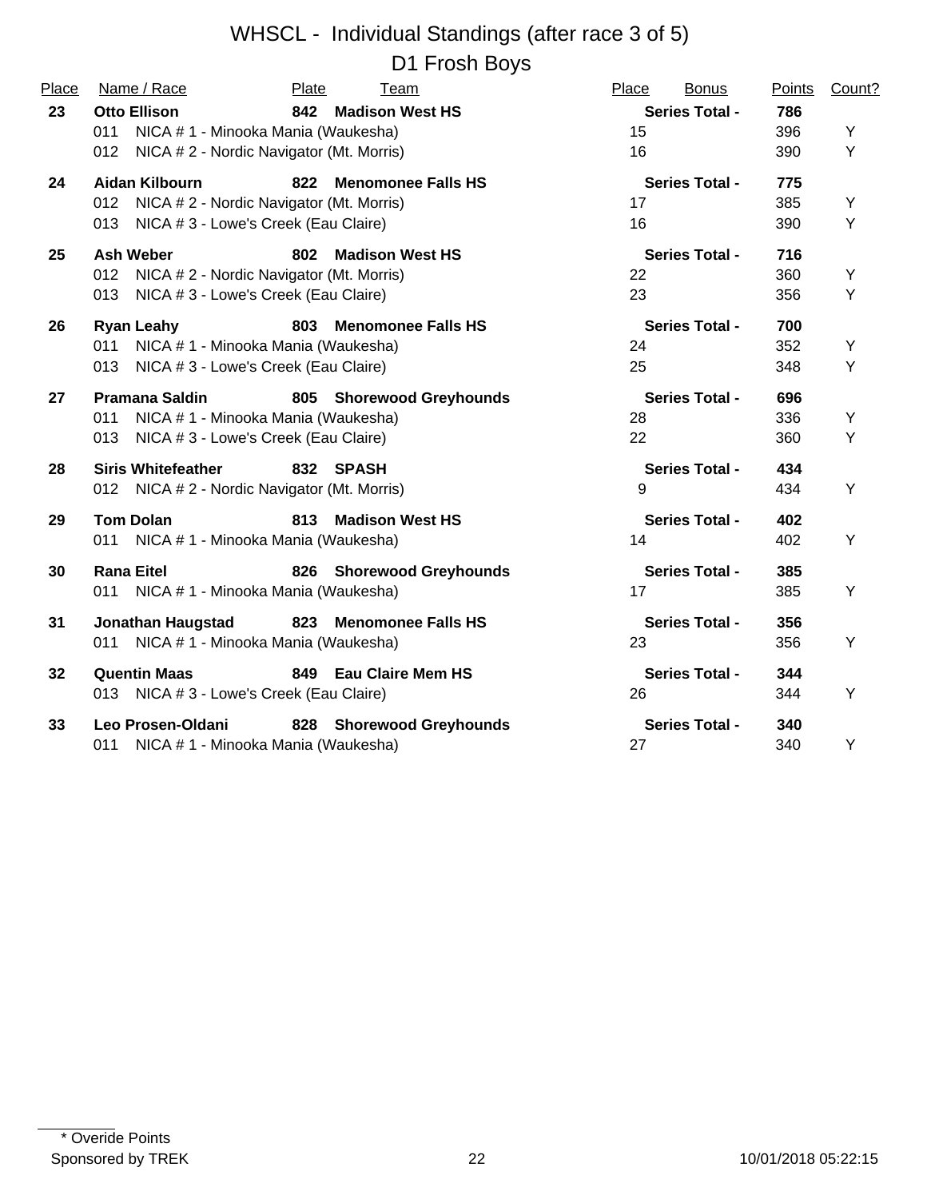# WHSCL - Individual Standings (after race 3 of 5)

## D1 Frosh Boys

| Place | Name / Race | Plate | Team | Place | Bonus | Points | Count? |
|---|---|---|---|---|---|---|---|
| **23** | **Otto Ellison** | **842** | **Madison West HS** | | **Series Total -** | **786** | |
| | 011 NICA # 1 - Minooka Mania (Waukesha) | | | 15 | | 396 | Y |
| | 012 NICA # 2 - Nordic Navigator (Mt. Morris) | | | 16 | | 390 | Y |
| **24** | **Aidan Kilbourn** | **822** | **Menomonee Falls HS** | | **Series Total -** | **775** | |
| | 012 NICA # 2 - Nordic Navigator (Mt. Morris) | | | 17 | | 385 | Y |
| | 013 NICA # 3 - Lowe's Creek (Eau Claire) | | | 16 | | 390 | Y |
| **25** | **Ash Weber** | **802** | **Madison West HS** | | **Series Total -** | **716** | |
| | 012 NICA # 2 - Nordic Navigator (Mt. Morris) | | | 22 | | 360 | Y |
| | 013 NICA # 3 - Lowe's Creek (Eau Claire) | | | 23 | | 356 | Y |
| **26** | **Ryan Leahy** | **803** | **Menomonee Falls HS** | | **Series Total -** | **700** | |
| | 011 NICA # 1 - Minooka Mania (Waukesha) | | | 24 | | 352 | Y |
| | 013 NICA # 3 - Lowe's Creek (Eau Claire) | | | 25 | | 348 | Y |
| **27** | **Pramana Saldin** | **805** | **Shorewood Greyhounds** | | **Series Total -** | **696** | |
| | 011 NICA # 1 - Minooka Mania (Waukesha) | | | 28 | | 336 | Y |
| | 013 NICA # 3 - Lowe's Creek (Eau Claire) | | | 22 | | 360 | Y |
| **28** | **Siris Whitefeather** | **832** | **SPASH** | | **Series Total -** | **434** | |
| | 012 NICA # 2 - Nordic Navigator (Mt. Morris) | | | 9 | | 434 | Y |
| **29** | **Tom Dolan** | **813** | **Madison West HS** | | **Series Total -** | **402** | |
| | 011 NICA # 1 - Minooka Mania (Waukesha) | | | 14 | | 402 | Y |
| **30** | **Rana Eitel** | **826** | **Shorewood Greyhounds** | | **Series Total -** | **385** | |
| | 011 NICA # 1 - Minooka Mania (Waukesha) | | | 17 | | 385 | Y |
| **31** | **Jonathan Haugstad** | **823** | **Menomonee Falls HS** | | **Series Total -** | **356** | |
| | 011 NICA # 1 - Minooka Mania (Waukesha) | | | 23 | | 356 | Y |
| **32** | **Quentin Maas** | **849** | **Eau Claire Mem HS** | | **Series Total -** | **344** | |
| | 013 NICA # 3 - Lowe's Creek (Eau Claire) | | | 26 | | 344 | Y |
| **33** | **Leo Prosen-Oldani** | **828** | **Shorewood Greyhounds** | | **Series Total -** | **340** | |
| | 011 NICA # 1 - Minooka Mania (Waukesha) | | | 27 | | 340 | Y |

\* Overide Points

Sponsored by TREK

10/01/2018 05:22:15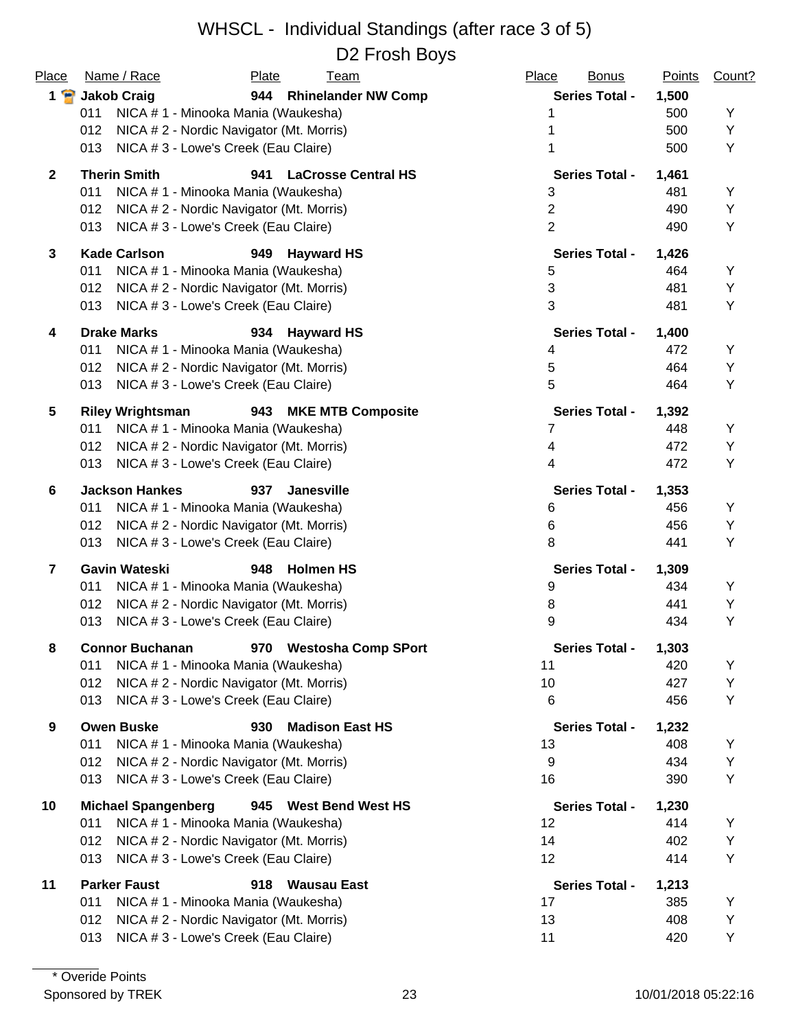# WHSCL - Individual Standings (after race 3 of 5)

## D2 Frosh Boys

| Place | Name / Race | Plate | Team | Place | Bonus | Points | Count? |
|---|---|---|---|---|---|---|---|
| **1** | **Jakob Craig** | **944** | **Rhinelander NW Comp** | **Series Total -** | | **1,500** | |
| | 011 NICA # 1 - Minooka Mania (Waukesha) | | | 1 | | 500 | Y |
| | 012 NICA # 2 - Nordic Navigator (Mt. Morris) | | | 1 | | 500 | Y |
| | 013 NICA # 3 - Lowe's Creek (Eau Claire) | | | 1 | | 500 | Y |
| **2** | **Therin Smith** | **941** | **LaCrosse Central HS** | **Series Total -** | | **1,461** | |
| | 011 NICA # 1 - Minooka Mania (Waukesha) | | | 3 | | 481 | Y |
| | 012 NICA # 2 - Nordic Navigator (Mt. Morris) | | | 2 | | 490 | Y |
| | 013 NICA # 3 - Lowe's Creek (Eau Claire) | | | 2 | | 490 | Y |
| **3** | **Kade Carlson** | **949** | **Hayward HS** | **Series Total -** | | **1,426** | |
| | 011 NICA # 1 - Minooka Mania (Waukesha) | | | 5 | | 464 | Y |
| | 012 NICA # 2 - Nordic Navigator (Mt. Morris) | | | 3 | | 481 | Y |
| | 013 NICA # 3 - Lowe's Creek (Eau Claire) | | | 3 | | 481 | Y |
| **4** | **Drake Marks** | **934** | **Hayward HS** | **Series Total -** | | **1,400** | |
| | 011 NICA # 1 - Minooka Mania (Waukesha) | | | 4 | | 472 | Y |
| | 012 NICA # 2 - Nordic Navigator (Mt. Morris) | | | 5 | | 464 | Y |
| | 013 NICA # 3 - Lowe's Creek (Eau Claire) | | | 5 | | 464 | Y |
| **5** | **Riley Wrightsman** | **943** | **MKE MTB Composite** | **Series Total -** | | **1,392** | |
| | 011 NICA # 1 - Minooka Mania (Waukesha) | | | 7 | | 448 | Y |
| | 012 NICA # 2 - Nordic Navigator (Mt. Morris) | | | 4 | | 472 | Y |
| | 013 NICA # 3 - Lowe's Creek (Eau Claire) | | | 4 | | 472 | Y |
| **6** | **Jackson Hankes** | **937** | **Janesville** | **Series Total -** | | **1,353** | |
| | 011 NICA # 1 - Minooka Mania (Waukesha) | | | 6 | | 456 | Y |
| | 012 NICA # 2 - Nordic Navigator (Mt. Morris) | | | 6 | | 456 | Y |
| | 013 NICA # 3 - Lowe's Creek (Eau Claire) | | | 8 | | 441 | Y |
| **7** | **Gavin Wateski** | **948** | **Holmen HS** | **Series Total -** | | **1,309** | |
| | 011 NICA # 1 - Minooka Mania (Waukesha) | | | 9 | | 434 | Y |
| | 012 NICA # 2 - Nordic Navigator (Mt. Morris) | | | 8 | | 441 | Y |
| | 013 NICA # 3 - Lowe's Creek (Eau Claire) | | | 9 | | 434 | Y |
| **8** | **Connor Buchanan** | **970** | **Westosha Comp SPort** | **Series Total -** | | **1,303** | |
| | 011 NICA # 1 - Minooka Mania (Waukesha) | | | 11 | | 420 | Y |
| | 012 NICA # 2 - Nordic Navigator (Mt. Morris) | | | 10 | | 427 | Y |
| | 013 NICA # 3 - Lowe's Creek (Eau Claire) | | | 6 | | 456 | Y |
| **9** | **Owen Buske** | **930** | **Madison East HS** | **Series Total -** | | **1,232** | |
| | 011 NICA # 1 - Minooka Mania (Waukesha) | | | 13 | | 408 | Y |
| | 012 NICA # 2 - Nordic Navigator (Mt. Morris) | | | 9 | | 434 | Y |
| | 013 NICA # 3 - Lowe's Creek (Eau Claire) | | | 16 | | 390 | Y |
| **10** | **Michael Spangenberg** | **945** | **West Bend West HS** | **Series Total -** | | **1,230** | |
| | 011 NICA # 1 - Minooka Mania (Waukesha) | | | 12 | | 414 | Y |
| | 012 NICA # 2 - Nordic Navigator (Mt. Morris) | | | 14 | | 402 | Y |
| | 013 NICA # 3 - Lowe's Creek (Eau Claire) | | | 12 | | 414 | Y |
| **11** | **Parker Faust** | **918** | **Wausau East** | **Series Total -** | | **1,213** | |
| | 011 NICA # 1 - Minooka Mania (Waukesha) | | | 17 | | 385 | Y |
| | 012 NICA # 2 - Nordic Navigator (Mt. Morris) | | | 13 | | 408 | Y |
| | 013 NICA # 3 - Lowe's Creek (Eau Claire) | | | 11 | | 420 | Y |

\* Overide Points

Sponsored by TREK

10/01/2018 05:22:16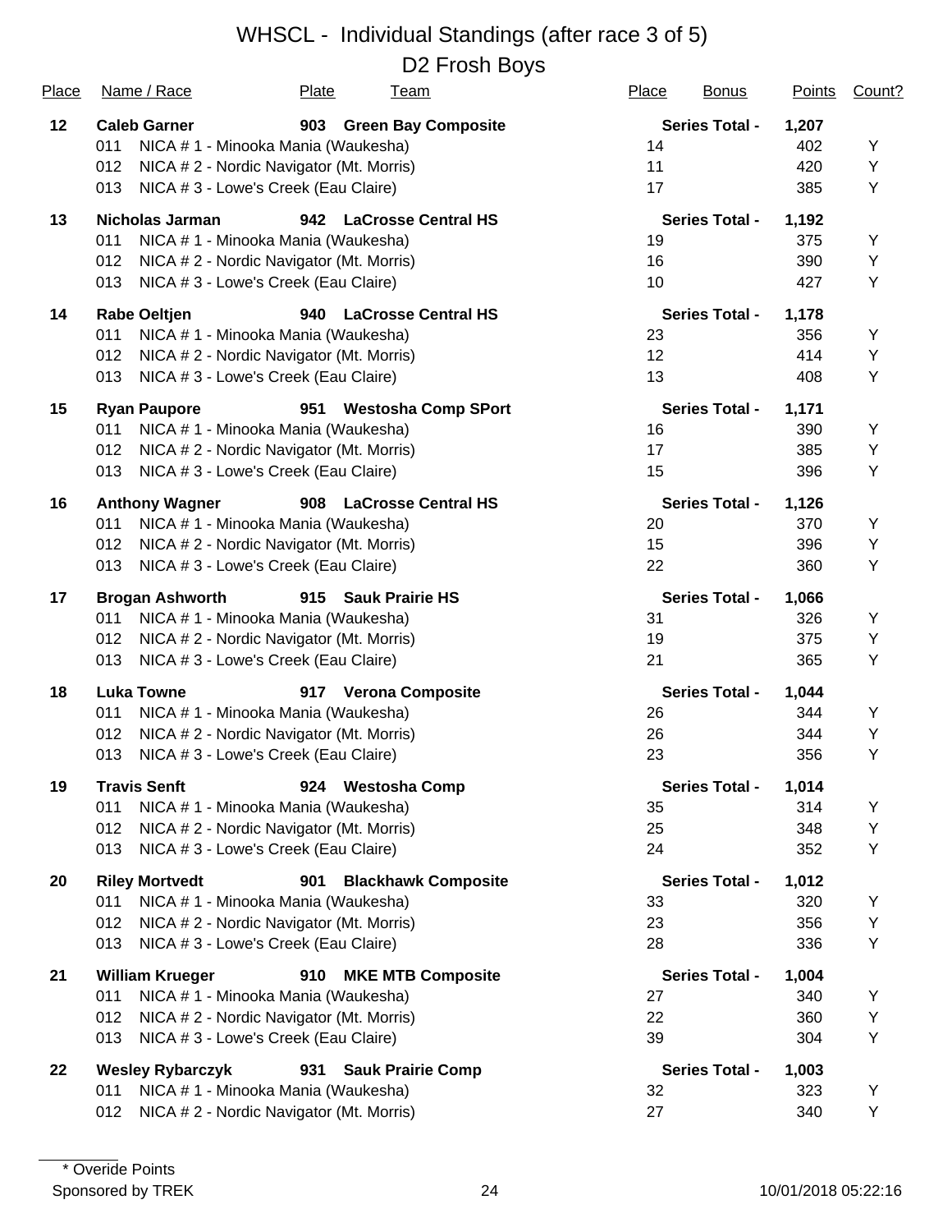# WHSCL - Individual Standings (after race 3 of 5)

## D2 Frosh Boys

| Place | Name / Race | Plate | Team | Place | Bonus | Points | Count? |
|---|---|---|---|---|---|---|---|
| **12** | **Caleb Garner** | **903** | **Green Bay Composite** | **Series Total -** | | **1,207** | |
| | 011 NICA # 1 - Minooka Mania (Waukesha) | | | 14 | | 402 | Y |
| | 012 NICA # 2 - Nordic Navigator (Mt. Morris) | | | 11 | | 420 | Y |
| | 013 NICA # 3 - Lowe's Creek (Eau Claire) | | | 17 | | 385 | Y |
| **13** | **Nicholas Jarman** | **942** | **LaCrosse Central HS** | **Series Total -** | | **1,192** | |
| | 011 NICA # 1 - Minooka Mania (Waukesha) | | | 19 | | 375 | Y |
| | 012 NICA # 2 - Nordic Navigator (Mt. Morris) | | | 16 | | 390 | Y |
| | 013 NICA # 3 - Lowe's Creek (Eau Claire) | | | 10 | | 427 | Y |
| **14** | **Rabe Oeltjen** | **940** | **LaCrosse Central HS** | **Series Total -** | | **1,178** | |
| | 011 NICA # 1 - Minooka Mania (Waukesha) | | | 23 | | 356 | Y |
| | 012 NICA # 2 - Nordic Navigator (Mt. Morris) | | | 12 | | 414 | Y |
| | 013 NICA # 3 - Lowe's Creek (Eau Claire) | | | 13 | | 408 | Y |
| **15** | **Ryan Paupore** | **951** | **Westosha Comp SPort** | **Series Total -** | | **1,171** | |
| | 011 NICA # 1 - Minooka Mania (Waukesha) | | | 16 | | 390 | Y |
| | 012 NICA # 2 - Nordic Navigator (Mt. Morris) | | | 17 | | 385 | Y |
| | 013 NICA # 3 - Lowe's Creek (Eau Claire) | | | 15 | | 396 | Y |
| **16** | **Anthony Wagner** | **908** | **LaCrosse Central HS** | **Series Total -** | | **1,126** | |
| | 011 NICA # 1 - Minooka Mania (Waukesha) | | | 20 | | 370 | Y |
| | 012 NICA # 2 - Nordic Navigator (Mt. Morris) | | | 15 | | 396 | Y |
| | 013 NICA # 3 - Lowe's Creek (Eau Claire) | | | 22 | | 360 | Y |
| **17** | **Brogan Ashworth** | **915** | **Sauk Prairie HS** | **Series Total -** | | **1,066** | |
| | 011 NICA # 1 - Minooka Mania (Waukesha) | | | 31 | | 326 | Y |
| | 012 NICA # 2 - Nordic Navigator (Mt. Morris) | | | 19 | | 375 | Y |
| | 013 NICA # 3 - Lowe's Creek (Eau Claire) | | | 21 | | 365 | Y |
| **18** | **Luka Towne** | **917** | **Verona Composite** | **Series Total -** | | **1,044** | |
| | 011 NICA # 1 - Minooka Mania (Waukesha) | | | 26 | | 344 | Y |
| | 012 NICA # 2 - Nordic Navigator (Mt. Morris) | | | 26 | | 344 | Y |
| | 013 NICA # 3 - Lowe's Creek (Eau Claire) | | | 23 | | 356 | Y |
| **19** | **Travis Senft** | **924** | **Westosha Comp** | **Series Total -** | | **1,014** | |
| | 011 NICA # 1 - Minooka Mania (Waukesha) | | | 35 | | 314 | Y |
| | 012 NICA # 2 - Nordic Navigator (Mt. Morris) | | | 25 | | 348 | Y |
| | 013 NICA # 3 - Lowe's Creek (Eau Claire) | | | 24 | | 352 | Y |
| **20** | **Riley Mortvedt** | **901** | **Blackhawk Composite** | **Series Total -** | | **1,012** | |
| | 011 NICA # 1 - Minooka Mania (Waukesha) | | | 33 | | 320 | Y |
| | 012 NICA # 2 - Nordic Navigator (Mt. Morris) | | | 23 | | 356 | Y |
| | 013 NICA # 3 - Lowe's Creek (Eau Claire) | | | 28 | | 336 | Y |
| **21** | **William Krueger** | **910** | **MKE MTB Composite** | **Series Total -** | | **1,004** | |
| | 011 NICA # 1 - Minooka Mania (Waukesha) | | | 27 | | 340 | Y |
| | 012 NICA # 2 - Nordic Navigator (Mt. Morris) | | | 22 | | 360 | Y |
| | 013 NICA # 3 - Lowe's Creek (Eau Claire) | | | 39 | | 304 | Y |
| **22** | **Wesley Rybarczyk** | **931** | **Sauk Prairie Comp** | **Series Total -** | | **1,003** | |
| | 011 NICA # 1 - Minooka Mania (Waukesha) | | | 32 | | 323 | Y |
| | 012 NICA # 2 - Nordic Navigator (Mt. Morris) | | | 27 | | 340 | Y |

\* Overide Points

Sponsored by TREK

10/01/2018 05:22:16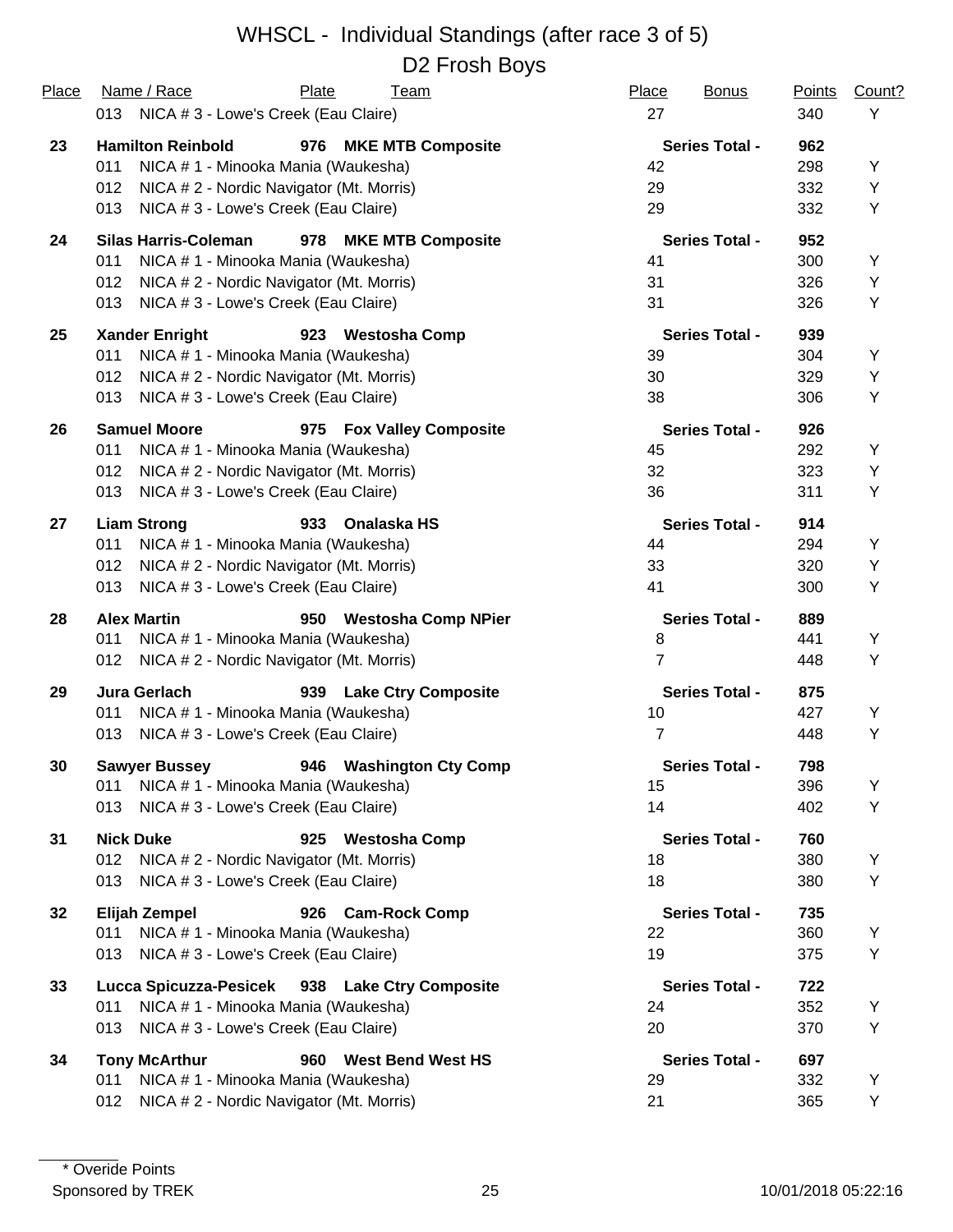# WHSCL - Individual Standings (after race 3 of 5)

## D2 Frosh Boys

| Place | Name / Race | Plate | Team | Place | Bonus | Points | Count? |
|---|---|---|---|---|---|---|---|
| | 013 NICA # 3 - Lowe's Creek (Eau Claire) | | | 27 | | 340 | Y |
| **23** | **Hamilton Reinbold** | **976** | **MKE MTB Composite** | **Series Total -** | | **962** | |
| | 011 NICA # 1 - Minooka Mania (Waukesha) | | | 42 | | 298 | Y |
| | 012 NICA # 2 - Nordic Navigator (Mt. Morris) | | | 29 | | 332 | Y |
| | 013 NICA # 3 - Lowe's Creek (Eau Claire) | | | 29 | | 332 | Y |
| **24** | **Silas Harris-Coleman** | **978** | **MKE MTB Composite** | **Series Total -** | | **952** | |
| | 011 NICA # 1 - Minooka Mania (Waukesha) | | | 41 | | 300 | Y |
| | 012 NICA # 2 - Nordic Navigator (Mt. Morris) | | | 31 | | 326 | Y |
| | 013 NICA # 3 - Lowe's Creek (Eau Claire) | | | 31 | | 326 | Y |
| **25** | **Xander Enright** | **923** | **Westosha Comp** | **Series Total -** | | **939** | |
| | 011 NICA # 1 - Minooka Mania (Waukesha) | | | 39 | | 304 | Y |
| | 012 NICA # 2 - Nordic Navigator (Mt. Morris) | | | 30 | | 329 | Y |
| | 013 NICA # 3 - Lowe's Creek (Eau Claire) | | | 38 | | 306 | Y |
| **26** | **Samuel Moore** | **975** | **Fox Valley Composite** | **Series Total -** | | **926** | |
| | 011 NICA # 1 - Minooka Mania (Waukesha) | | | 45 | | 292 | Y |
| | 012 NICA # 2 - Nordic Navigator (Mt. Morris) | | | 32 | | 323 | Y |
| | 013 NICA # 3 - Lowe's Creek (Eau Claire) | | | 36 | | 311 | Y |
| **27** | **Liam Strong** | **933** | **Onalaska HS** | **Series Total -** | | **914** | |
| | 011 NICA # 1 - Minooka Mania (Waukesha) | | | 44 | | 294 | Y |
| | 012 NICA # 2 - Nordic Navigator (Mt. Morris) | | | 33 | | 320 | Y |
| | 013 NICA # 3 - Lowe's Creek (Eau Claire) | | | 41 | | 300 | Y |
| **28** | **Alex Martin** | **950** | **Westosha Comp NPier** | **Series Total -** | | **889** | |
| | 011 NICA # 1 - Minooka Mania (Waukesha) | | | 8 | | 441 | Y |
| | 012 NICA # 2 - Nordic Navigator (Mt. Morris) | | | 7 | | 448 | Y |
| **29** | **Jura Gerlach** | **939** | **Lake Ctry Composite** | **Series Total -** | | **875** | |
| | 011 NICA # 1 - Minooka Mania (Waukesha) | | | 10 | | 427 | Y |
| | 013 NICA # 3 - Lowe's Creek (Eau Claire) | | | 7 | | 448 | Y |
| **30** | **Sawyer Bussey** | **946** | **Washington Cty Comp** | **Series Total -** | | **798** | |
| | 011 NICA # 1 - Minooka Mania (Waukesha) | | | 15 | | 396 | Y |
| | 013 NICA # 3 - Lowe's Creek (Eau Claire) | | | 14 | | 402 | Y |
| **31** | **Nick Duke** | **925** | **Westosha Comp** | **Series Total -** | | **760** | |
| | 012 NICA # 2 - Nordic Navigator (Mt. Morris) | | | 18 | | 380 | Y |
| | 013 NICA # 3 - Lowe's Creek (Eau Claire) | | | 18 | | 380 | Y |
| **32** | **Elijah Zempel** | **926** | **Cam-Rock Comp** | **Series Total -** | | **735** | |
| | 011 NICA # 1 - Minooka Mania (Waukesha) | | | 22 | | 360 | Y |
| | 013 NICA # 3 - Lowe's Creek (Eau Claire) | | | 19 | | 375 | Y |
| **33** | **Lucca Spicuzza-Pesicek** | **938** | **Lake Ctry Composite** | **Series Total -** | | **722** | |
| | 011 NICA # 1 - Minooka Mania (Waukesha) | | | 24 | | 352 | Y |
| | 013 NICA # 3 - Lowe's Creek (Eau Claire) | | | 20 | | 370 | Y |
| **34** | **Tony McArthur** | **960** | **West Bend West HS** | **Series Total -** | | **697** | |
| | 011 NICA # 1 - Minooka Mania (Waukesha) | | | 29 | | 332 | Y |
| | 012 NICA # 2 - Nordic Navigator (Mt. Morris) | | | 21 | | 365 | Y |

\* Overide Points

Sponsored by TREK

10/01/2018 05:22:16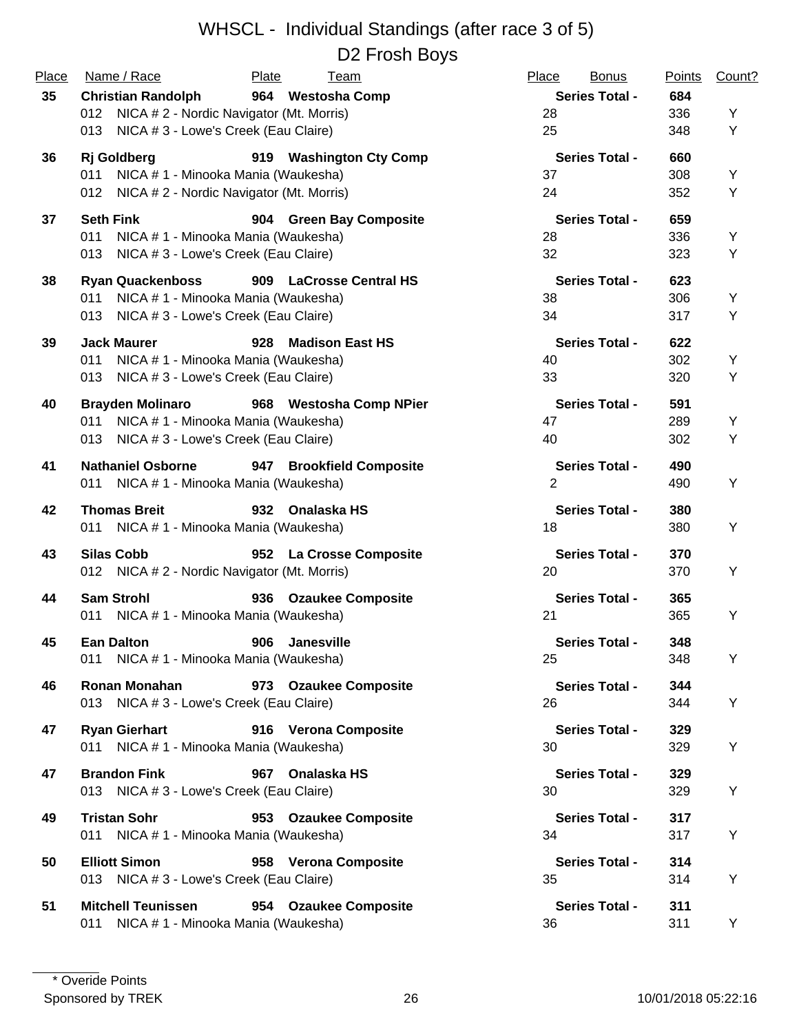# WHSCL - Individual Standings (after race 3 of 5)

## D2 Frosh Boys

| Place | Name / Race | Plate | Team | Place | Bonus | Points | Count? |
|---|---|---|---|---|---|---|---|
| **35** | **Christian Randolph** | **964** | **Westosha Comp** | **Series Total -** | | **684** | |
| | 012 NICA # 2 - Nordic Navigator (Mt. Morris) | | | 28 | | 336 | Y |
| | 013 NICA # 3 - Lowe's Creek (Eau Claire) | | | 25 | | 348 | Y |
| **36** | **Rj Goldberg** | **919** | **Washington Cty Comp** | **Series Total -** | | **660** | |
| | 011 NICA # 1 - Minooka Mania (Waukesha) | | | 37 | | 308 | Y |
| | 012 NICA # 2 - Nordic Navigator (Mt. Morris) | | | 24 | | 352 | Y |
| **37** | **Seth Fink** | **904** | **Green Bay Composite** | **Series Total -** | | **659** | |
| | 011 NICA # 1 - Minooka Mania (Waukesha) | | | 28 | | 336 | Y |
| | 013 NICA # 3 - Lowe's Creek (Eau Claire) | | | 32 | | 323 | Y |
| **38** | **Ryan Quackenboss** | **909** | **LaCrosse Central HS** | **Series Total -** | | **623** | |
| | 011 NICA # 1 - Minooka Mania (Waukesha) | | | 38 | | 306 | Y |
| | 013 NICA # 3 - Lowe's Creek (Eau Claire) | | | 34 | | 317 | Y |
| **39** | **Jack Maurer** | **928** | **Madison East HS** | **Series Total -** | | **622** | |
| | 011 NICA # 1 - Minooka Mania (Waukesha) | | | 40 | | 302 | Y |
| | 013 NICA # 3 - Lowe's Creek (Eau Claire) | | | 33 | | 320 | Y |
| **40** | **Brayden Molinaro** | **968** | **Westosha Comp NPier** | **Series Total -** | | **591** | |
| | 011 NICA # 1 - Minooka Mania (Waukesha) | | | 47 | | 289 | Y |
| | 013 NICA # 3 - Lowe's Creek (Eau Claire) | | | 40 | | 302 | Y |
| **41** | **Nathaniel Osborne** | **947** | **Brookfield Composite** | **Series Total -** | | **490** | |
| | 011 NICA # 1 - Minooka Mania (Waukesha) | | | 2 | | 490 | Y |
| **42** | **Thomas Breit** | **932** | **Onalaska HS** | **Series Total -** | | **380** | |
| | 011 NICA # 1 - Minooka Mania (Waukesha) | | | 18 | | 380 | Y |
| **43** | **Silas Cobb** | **952** | **La Crosse Composite** | **Series Total -** | | **370** | |
| | 012 NICA # 2 - Nordic Navigator (Mt. Morris) | | | 20 | | 370 | Y |
| **44** | **Sam Strohl** | **936** | **Ozaukee Composite** | **Series Total -** | | **365** | |
| | 011 NICA # 1 - Minooka Mania (Waukesha) | | | 21 | | 365 | Y |
| **45** | **Ean Dalton** | **906** | **Janesville** | **Series Total -** | | **348** | |
| | 011 NICA # 1 - Minooka Mania (Waukesha) | | | 25 | | 348 | Y |
| **46** | **Ronan Monahan** | **973** | **Ozaukee Composite** | **Series Total -** | | **344** | |
| | 013 NICA # 3 - Lowe's Creek (Eau Claire) | | | 26 | | 344 | Y |
| **47** | **Ryan Gierhart** | **916** | **Verona Composite** | **Series Total -** | | **329** | |
| | 011 NICA # 1 - Minooka Mania (Waukesha) | | | 30 | | 329 | Y |
| **47** | **Brandon Fink** | **967** | **Onalaska HS** | **Series Total -** | | **329** | |
| | 013 NICA # 3 - Lowe's Creek (Eau Claire) | | | 30 | | 329 | Y |
| **49** | **Tristan Sohr** | **953** | **Ozaukee Composite** | **Series Total -** | | **317** | |
| | 011 NICA # 1 - Minooka Mania (Waukesha) | | | 34 | | 317 | Y |
| **50** | **Elliott Simon** | **958** | **Verona Composite** | **Series Total -** | | **314** | |
| | 013 NICA # 3 - Lowe's Creek (Eau Claire) | | | 35 | | 314 | Y |
| **51** | **Mitchell Teunissen** | **954** | **Ozaukee Composite** | **Series Total -** | | **311** | |
| | 011 NICA # 1 - Minooka Mania (Waukesha) | | | 36 | | 311 | Y |

\* Overide Points

Sponsored by TREK — 10/01/2018 05:22:16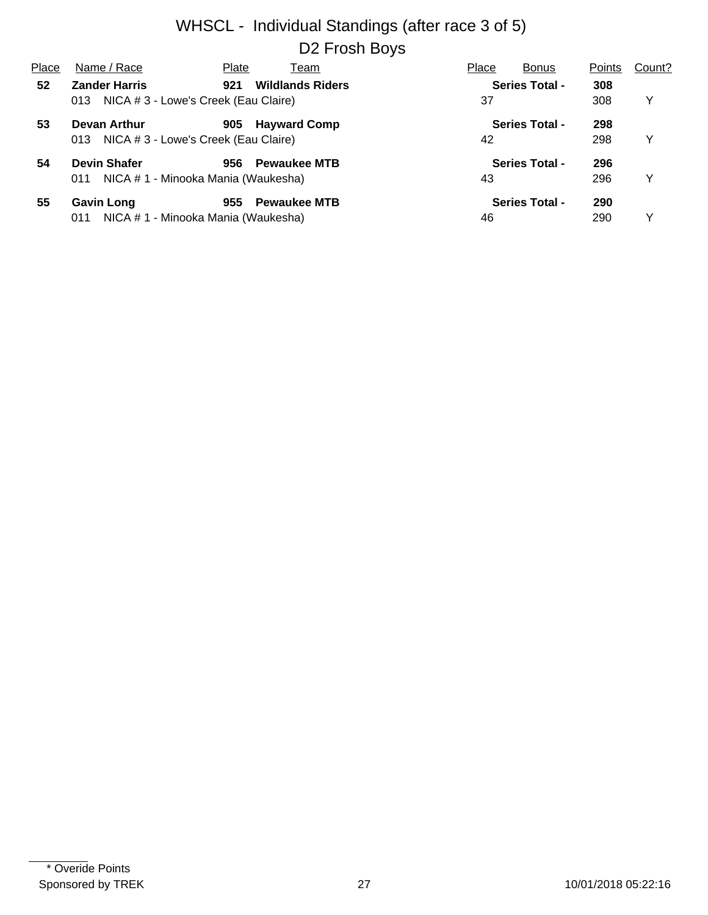# WHSCL - Individual Standings (after race 3 of 5)

## D2 Frosh Boys

| Place | Name / Race | Plate | Team | Place | Bonus | Points | Count? |
|---|---|---|---|---|---|---|---|
| **52** | **Zander Harris** | **921** | **Wildlands Riders** | | **Series Total -** | **308** | |
| | 013 NICA # 3 - Lowe's Creek (Eau Claire) | | | 37 | | 308 | Y |
| **53** | **Devan Arthur** | **905** | **Hayward Comp** | | **Series Total -** | **298** | |
| | 013 NICA # 3 - Lowe's Creek (Eau Claire) | | | 42 | | 298 | Y |
| **54** | **Devin Shafer** | **956** | **Pewaukee MTB** | | **Series Total -** | **296** | |
| | 011 NICA # 1 - Minooka Mania (Waukesha) | | | 43 | | 296 | Y |
| **55** | **Gavin Long** | **955** | **Pewaukee MTB** | | **Series Total -** | **290** | |
| | 011 NICA # 1 - Minooka Mania (Waukesha) | | | 46 | | 290 | Y |

* Overide Points

Sponsored by TREK

10/01/2018 05:22:16